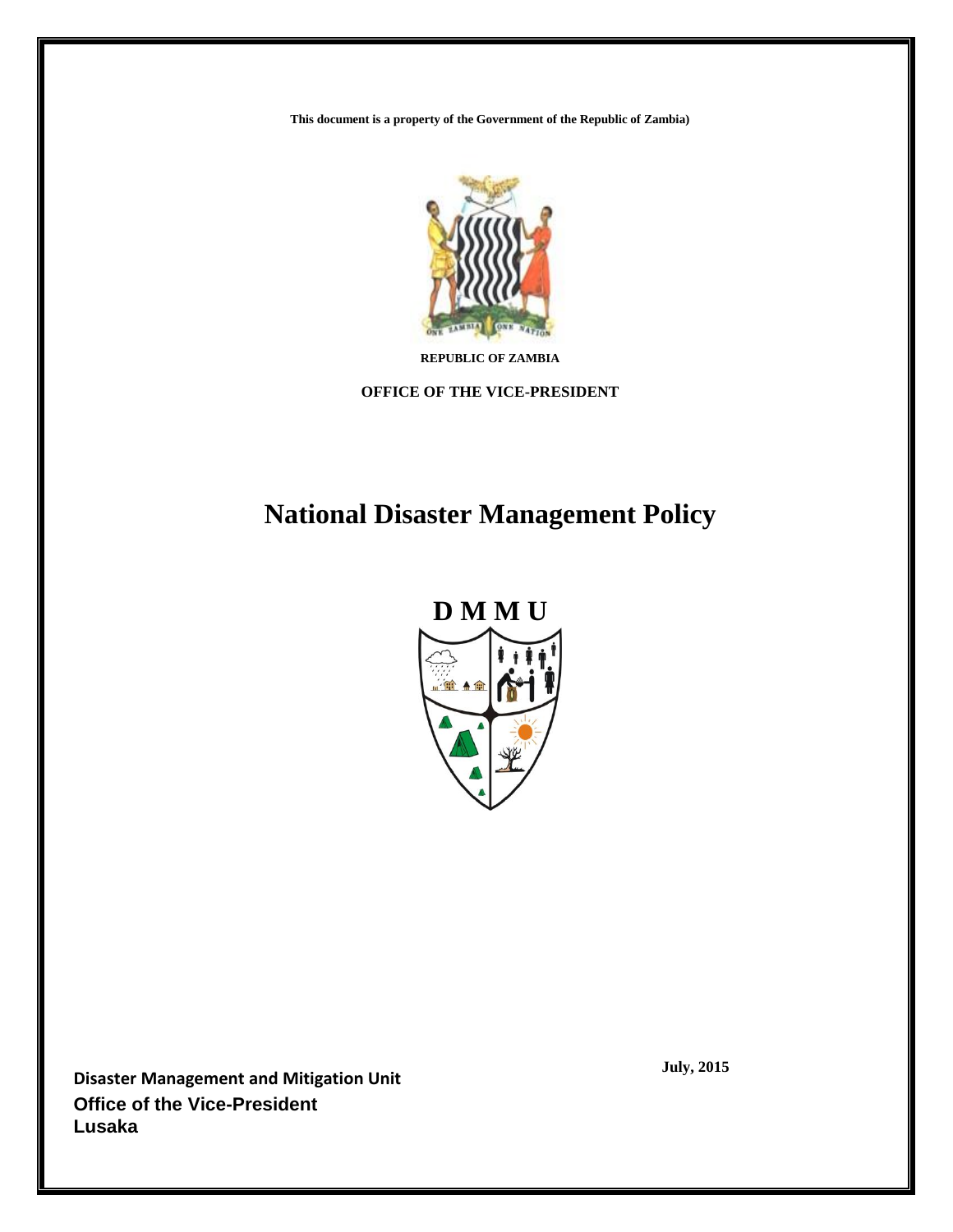This document is a property of the Government of the Republic of Zambia)

REPUBLIC OF ZAMBIA

**OFFICE OF THE VICE-PRESIDENT**

# National Disaster Management Policy

**D M M U**

**July, 2015**

**Disaster Management and Mitigation Unit**
**Office of the Vice-President**
**Lusaka**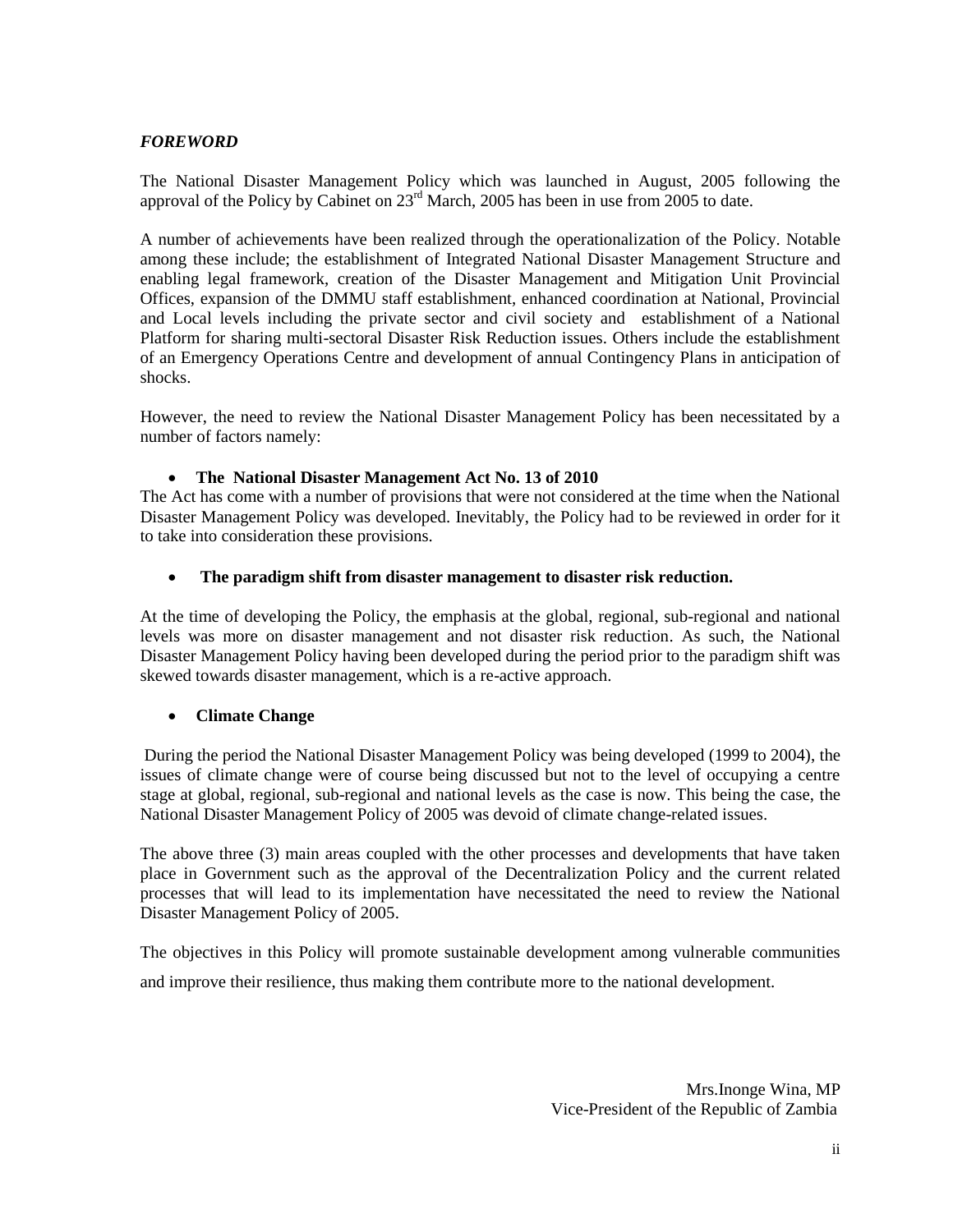## *FOREWORD*

The National Disaster Management Policy which was launched in August, 2005 following the approval of the Policy by Cabinet on 23rd March, 2005 has been in use from 2005 to date.

A number of achievements have been realized through the operationalization of the Policy. Notable among these include; the establishment of Integrated National Disaster Management Structure and enabling legal framework, creation of the Disaster Management and Mitigation Unit Provincial Offices, expansion of the DMMU staff establishment, enhanced coordination at National, Provincial and Local levels including the private sector and civil society and establishment of a National Platform for sharing multi-sectoral Disaster Risk Reduction issues. Others include the establishment of an Emergency Operations Centre and development of annual Contingency Plans in anticipation of shocks.

However, the need to review the National Disaster Management Policy has been necessitated by a number of factors namely:

- **The National Disaster Management Act No. 13 of 2010**

The Act has come with a number of provisions that were not considered at the time when the National Disaster Management Policy was developed. Inevitably, the Policy had to be reviewed in order for it to take into consideration these provisions.

- **The paradigm shift from disaster management to disaster risk reduction.**

At the time of developing the Policy, the emphasis at the global, regional, sub-regional and national levels was more on disaster management and not disaster risk reduction. As such, the National Disaster Management Policy having been developed during the period prior to the paradigm shift was skewed towards disaster management, which is a re-active approach.

- **Climate Change**

During the period the National Disaster Management Policy was being developed (1999 to 2004), the issues of climate change were of course being discussed but not to the level of occupying a centre stage at global, regional, sub-regional and national levels as the case is now. This being the case, the National Disaster Management Policy of 2005 was devoid of climate change-related issues.

The above three (3) main areas coupled with the other processes and developments that have taken place in Government such as the approval of the Decentralization Policy and the current related processes that will lead to its implementation have necessitated the need to review the National Disaster Management Policy of 2005.

The objectives in this Policy will promote sustainable development among vulnerable communities and improve their resilience, thus making them contribute more to the national development.

Mrs.Inonge Wina, MP
Vice-President of the Republic of Zambia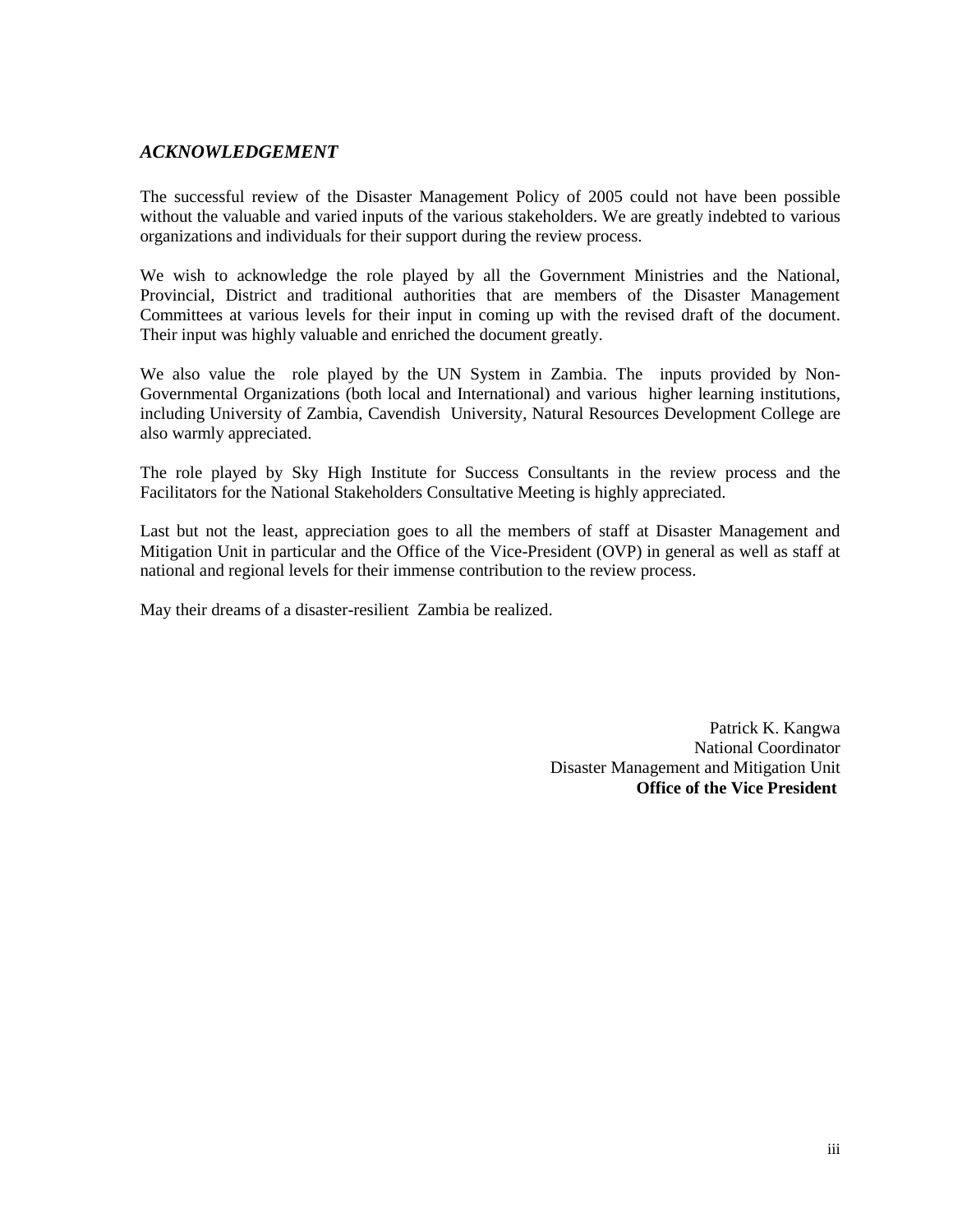## *ACKNOWLEDGEMENT*

The successful review of the Disaster Management Policy of 2005 could not have been possible without the valuable and varied inputs of the various stakeholders. We are greatly indebted to various organizations and individuals for their support during the review process.

We wish to acknowledge the role played by all the Government Ministries and the National, Provincial, District and traditional authorities that are members of the Disaster Management Committees at various levels for their input in coming up with the revised draft of the document. Their input was highly valuable and enriched the document greatly.

We also value the role played by the UN System in Zambia. The inputs provided by Non-Governmental Organizations (both local and International) and various higher learning institutions, including University of Zambia, Cavendish University, Natural Resources Development College are also warmly appreciated.

The role played by Sky High Institute for Success Consultants in the review process and the Facilitators for the National Stakeholders Consultative Meeting is highly appreciated.

Last but not the least, appreciation goes to all the members of staff at Disaster Management and Mitigation Unit in particular and the Office of the Vice-President (OVP) in general as well as staff at national and regional levels for their immense contribution to the review process.

May their dreams of a disaster-resilient Zambia be realized.

Patrick K. Kangwa
National Coordinator
Disaster Management and Mitigation Unit
**Office of the Vice President**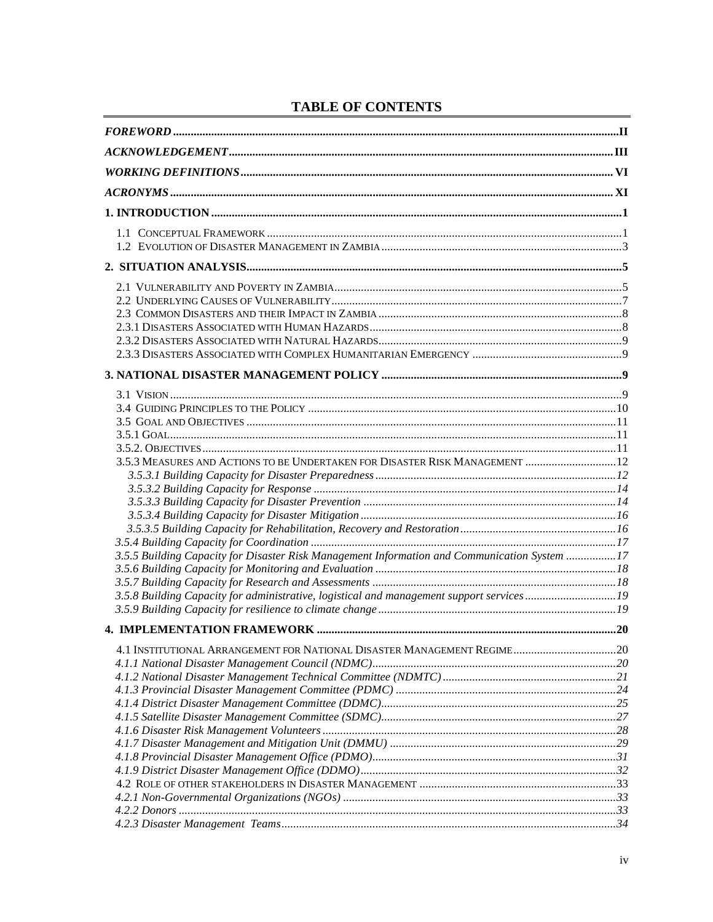# TABLE OF CONTENTS

*FOREWORD* .....II

*ACKNOWLEDGEMENT* .....III

*WORKING DEFINITIONS* .....VI

*ACRONYMS* .....XI

**1. INTRODUCTION** .....1

1.1 Conceptual Framework .....1
1.2 Evolution of Disaster Management in Zambia .....3

**2. SITUATION ANALYSIS** .....5

2.1 Vulnerability and Poverty in Zambia .....5
2.2 Underlying Causes of Vulnerability .....7
2.3 Common Disasters and their Impact in Zambia .....8
2.3.1 Disasters Associated with Human Hazards .....8
2.3.2 Disasters Associated with Natural Hazards .....9
2.3.3 Disasters Associated with Complex Humanitarian Emergency .....9

**3. NATIONAL DISASTER MANAGEMENT POLICY** .....9

3.1 Vision .....9
3.4 Guiding Principles to the Policy .....10
3.5 Goal and Objectives .....11
3.5.1 Goal .....11
3.5.2. Objectives .....11
3.5.3 Measures and Actions to be Undertaken for Disaster Risk Management .....12
*3.5.3.1 Building Capacity for Disaster Preparedness* .....12
*3.5.3.2 Building Capacity for Response* .....14
*3.5.3.3 Building Capacity for Disaster Prevention* .....14
*3.5.3.4 Building Capacity for Disaster Mitigation* .....16
*3.5.3.5 Building Capacity for Rehabilitation, Recovery and Restoration* .....16
*3.5.4 Building Capacity for Coordination* .....17
*3.5.5 Building Capacity for Disaster Risk Management Information and Communication System* .....17
*3.5.6 Building Capacity for Monitoring and Evaluation* .....18
*3.5.7 Building Capacity for Research and Assessments* .....18
*3.5.8 Building Capacity for administrative, logistical and management support services* .....19
*3.5.9 Building Capacity for resilience to climate change* .....19

**4. IMPLEMENTATION FRAMEWORK** .....20

4.1 Institutional Arrangement for National Disaster Management Regime .....20
*4.1.1 National Disaster Management Council (NDMC)* .....20
*4.1.2 National Disaster Management Technical Committee (NDMTC)* .....21
*4.1.3 Provincial Disaster Management Committee (PDMC)* .....24
*4.1.4 District Disaster Management Committee (DDMC)* .....25
*4.1.5 Satellite Disaster Management Committee (SDMC)* .....27
*4.1.6 Disaster Risk Management Volunteers* .....28
*4.1.7 Disaster Management and Mitigation Unit (DMMU)* .....29
*4.1.8 Provincial Disaster Management Office (PDMO)* .....31
*4.1.9 District Disaster Management Office (DDMO)* .....32
4.2 Role of other stakeholders in Disaster Management .....33
*4.2.1 Non-Governmental Organizations (NGOs)* .....33
*4.2.2 Donors* .....33
*4.2.3 Disaster Management Teams* .....34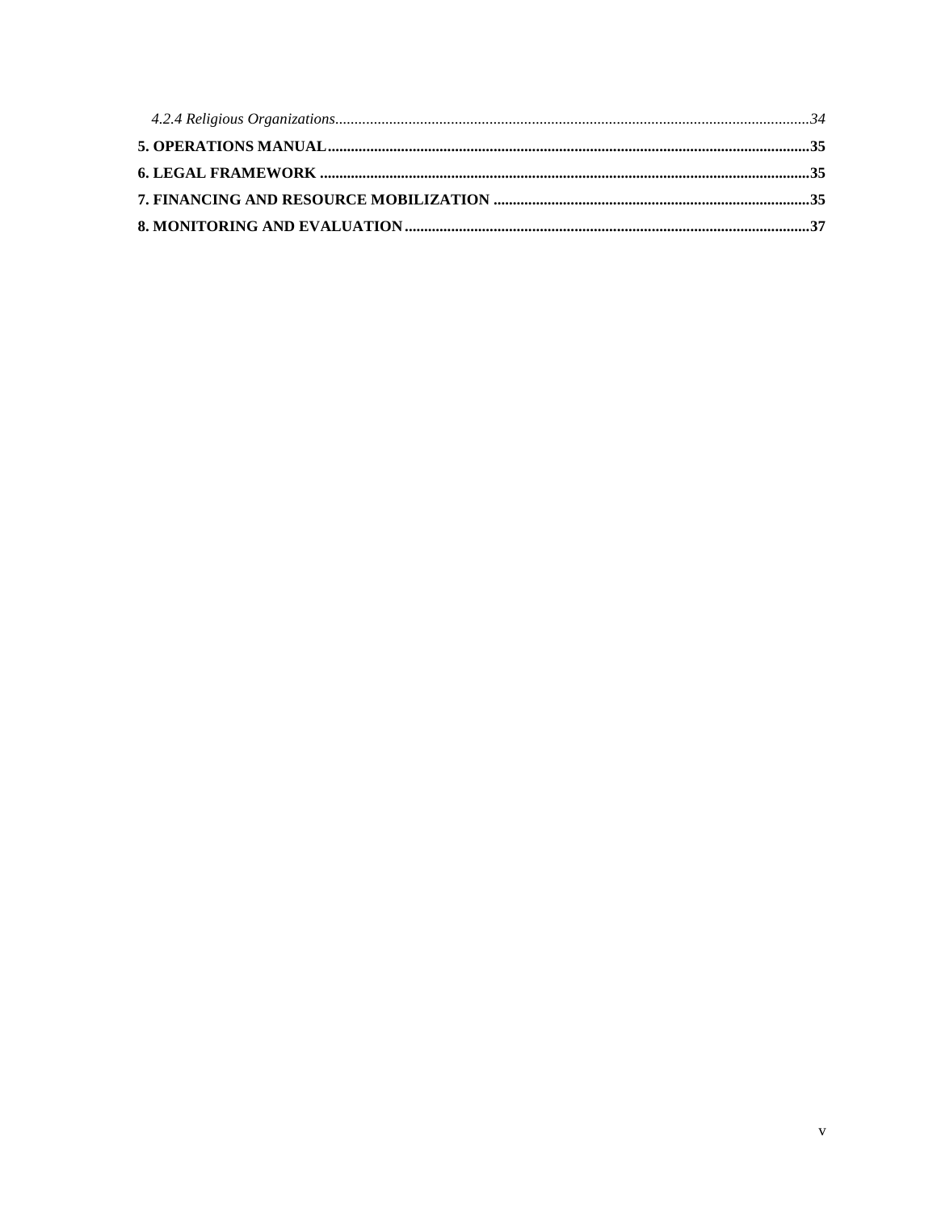*4.2.4 Religious Organizations.........................................................................................................................34*

**5. OPERATIONS MANUAL..........................................................................................................................35**

**6. LEGAL FRAMEWORK ............................................................................................................................35**

**7. FINANCING AND RESOURCE MOBILIZATION ................................................................................35**

**8. MONITORING AND EVALUATION......................................................................................................37**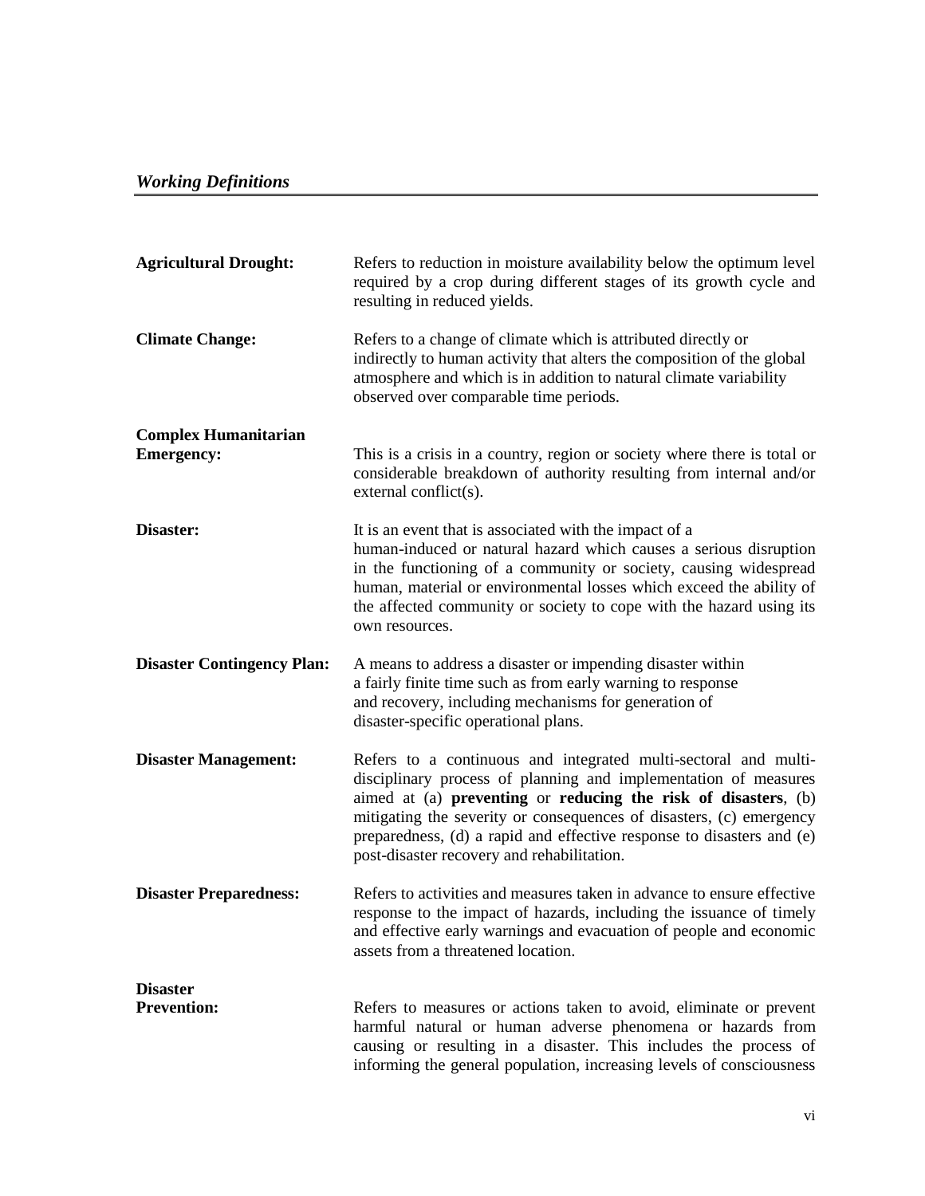## *Working Definitions*

**Agricultural Drought:** Refers to reduction in moisture availability below the optimum level required by a crop during different stages of its growth cycle and resulting in reduced yields.

**Climate Change:** Refers to a change of climate which is attributed directly or indirectly to human activity that alters the composition of the global atmosphere and which is in addition to natural climate variability observed over comparable time periods.

**Complex Humanitarian Emergency:** This is a crisis in a country, region or society where there is total or considerable breakdown of authority resulting from internal and/or external conflict(s).

**Disaster:** It is an event that is associated with the impact of a human-induced or natural hazard which causes a serious disruption in the functioning of a community or society, causing widespread human, material or environmental losses which exceed the ability of the affected community or society to cope with the hazard using its own resources.

**Disaster Contingency Plan:** A means to address a disaster or impending disaster within a fairly finite time such as from early warning to response and recovery, including mechanisms for generation of disaster-specific operational plans.

**Disaster Management:** Refers to a continuous and integrated multi-sectoral and multi-disciplinary process of planning and implementation of measures aimed at (a) **preventing** or **reducing the risk of disasters**, (b) mitigating the severity or consequences of disasters, (c) emergency preparedness, (d) a rapid and effective response to disasters and (e) post-disaster recovery and rehabilitation.

**Disaster Preparedness:** Refers to activities and measures taken in advance to ensure effective response to the impact of hazards, including the issuance of timely and effective early warnings and evacuation of people and economic assets from a threatened location.

**Disaster Prevention:** Refers to measures or actions taken to avoid, eliminate or prevent harmful natural or human adverse phenomena or hazards from causing or resulting in a disaster. This includes the process of informing the general population, increasing levels of consciousness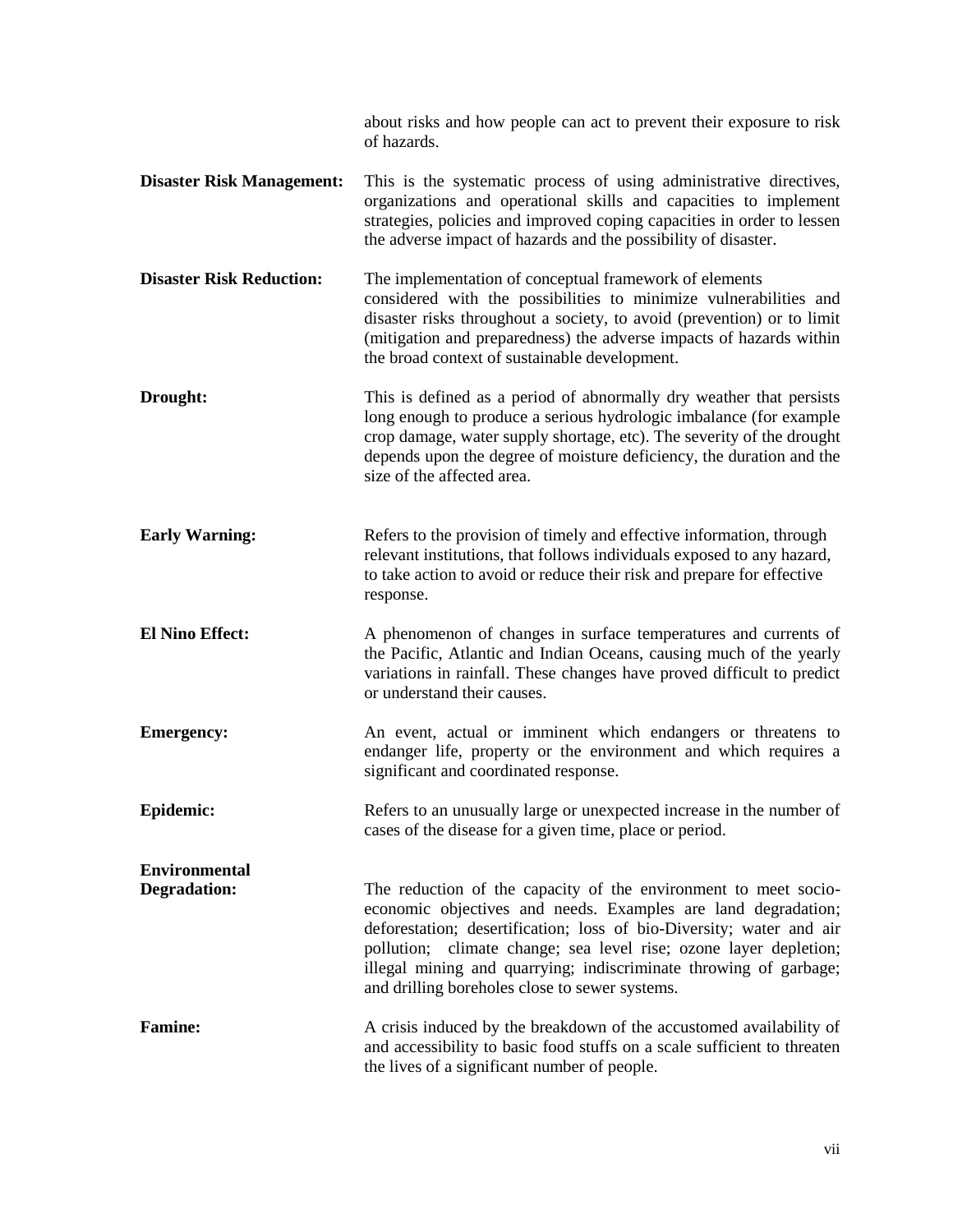about risks and how people can act to prevent their exposure to risk of hazards.

**Disaster Risk Management:** This is the systematic process of using administrative directives, organizations and operational skills and capacities to implement strategies, policies and improved coping capacities in order to lessen the adverse impact of hazards and the possibility of disaster.

**Disaster Risk Reduction:** The implementation of conceptual framework of elements considered with the possibilities to minimize vulnerabilities and disaster risks throughout a society, to avoid (prevention) or to limit (mitigation and preparedness) the adverse impacts of hazards within the broad context of sustainable development.

**Drought:** This is defined as a period of abnormally dry weather that persists long enough to produce a serious hydrologic imbalance (for example crop damage, water supply shortage, etc). The severity of the drought depends upon the degree of moisture deficiency, the duration and the size of the affected area.

**Early Warning:** Refers to the provision of timely and effective information, through relevant institutions, that follows individuals exposed to any hazard, to take action to avoid or reduce their risk and prepare for effective response.

**El Nino Effect:** A phenomenon of changes in surface temperatures and currents of the Pacific, Atlantic and Indian Oceans, causing much of the yearly variations in rainfall. These changes have proved difficult to predict or understand their causes.

**Emergency:** An event, actual or imminent which endangers or threatens to endanger life, property or the environment and which requires a significant and coordinated response.

**Epidemic:** Refers to an unusually large or unexpected increase in the number of cases of the disease for a given time, place or period.

**Environmental Degradation:** The reduction of the capacity of the environment to meet socio-economic objectives and needs. Examples are land degradation; deforestation; desertification; loss of bio-Diversity; water and air pollution; climate change; sea level rise; ozone layer depletion; illegal mining and quarrying; indiscriminate throwing of garbage; and drilling boreholes close to sewer systems.

**Famine:** A crisis induced by the breakdown of the accustomed availability of and accessibility to basic food stuffs on a scale sufficient to threaten the lives of a significant number of people.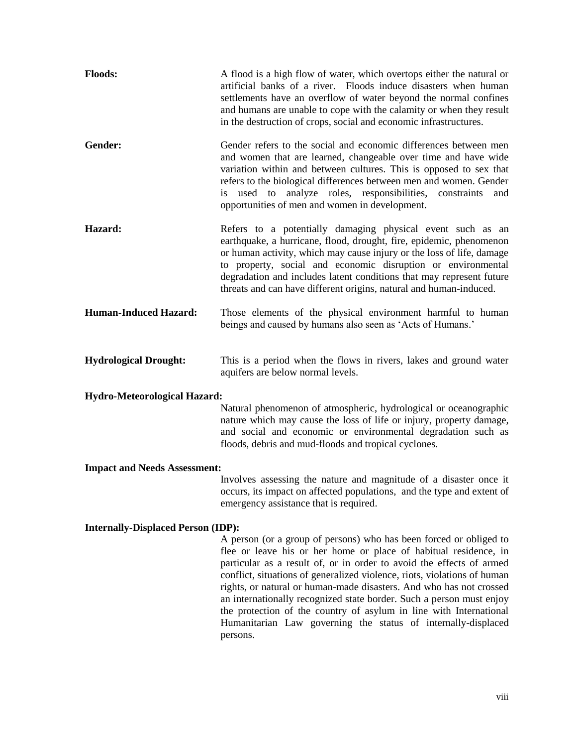**Floods:** A flood is a high flow of water, which overtops either the natural or artificial banks of a river. Floods induce disasters when human settlements have an overflow of water beyond the normal confines and humans are unable to cope with the calamity or when they result in the destruction of crops, social and economic infrastructures.

**Gender:** Gender refers to the social and economic differences between men and women that are learned, changeable over time and have wide variation within and between cultures. This is opposed to sex that refers to the biological differences between men and women. Gender is used to analyze roles, responsibilities, constraints and opportunities of men and women in development.

**Hazard:** Refers to a potentially damaging physical event such as an earthquake, a hurricane, flood, drought, fire, epidemic, phenomenon or human activity, which may cause injury or the loss of life, damage to property, social and economic disruption or environmental degradation and includes latent conditions that may represent future threats and can have different origins, natural and human-induced.

**Human-Induced Hazard:** Those elements of the physical environment harmful to human beings and caused by humans also seen as 'Acts of Humans.'

**Hydrological Drought:** This is a period when the flows in rivers, lakes and ground water aquifers are below normal levels.

**Hydro-Meteorological Hazard:** Natural phenomenon of atmospheric, hydrological or oceanographic nature which may cause the loss of life or injury, property damage, and social and economic or environmental degradation such as floods, debris and mud-floods and tropical cyclones.

**Impact and Needs Assessment:** Involves assessing the nature and magnitude of a disaster once it occurs, its impact on affected populations, and the type and extent of emergency assistance that is required.

**Internally-Displaced Person (IDP):** A person (or a group of persons) who has been forced or obliged to flee or leave his or her home or place of habitual residence, in particular as a result of, or in order to avoid the effects of armed conflict, situations of generalized violence, riots, violations of human rights, or natural or human-made disasters. And who has not crossed an internationally recognized state border. Such a person must enjoy the protection of the country of asylum in line with International Humanitarian Law governing the status of internally-displaced persons.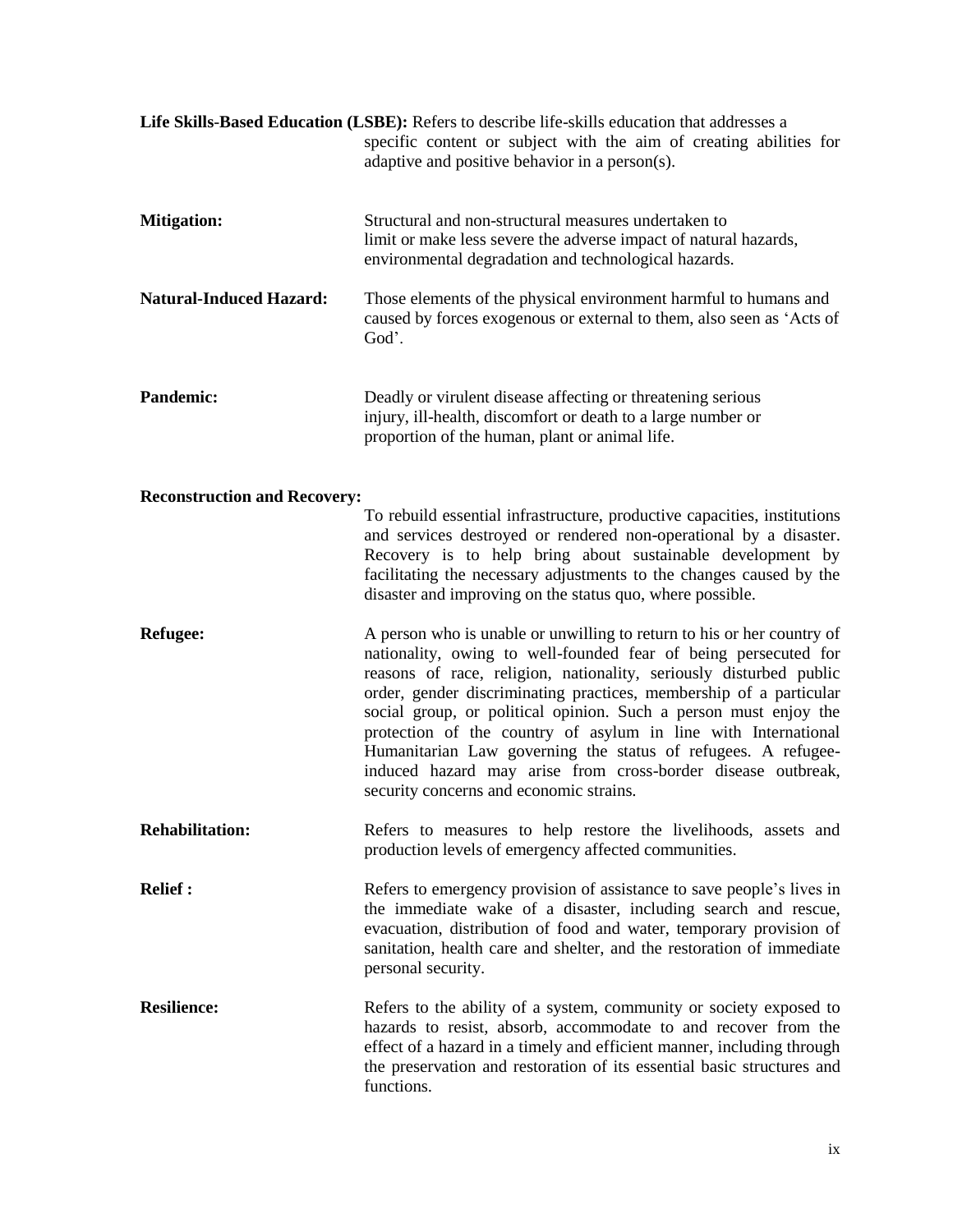**Life Skills-Based Education (LSBE):** Refers to describe life-skills education that addresses a specific content or subject with the aim of creating abilities for adaptive and positive behavior in a person(s).

**Mitigation:** Structural and non-structural measures undertaken to limit or make less severe the adverse impact of natural hazards, environmental degradation and technological hazards.

**Natural-Induced Hazard:** Those elements of the physical environment harmful to humans and caused by forces exogenous or external to them, also seen as 'Acts of God'.

**Pandemic:** Deadly or virulent disease affecting or threatening serious injury, ill-health, discomfort or death to a large number or proportion of the human, plant or animal life.

**Reconstruction and Recovery:** To rebuild essential infrastructure, productive capacities, institutions and services destroyed or rendered non-operational by a disaster. Recovery is to help bring about sustainable development by facilitating the necessary adjustments to the changes caused by the disaster and improving on the status quo, where possible.

**Refugee:** A person who is unable or unwilling to return to his or her country of nationality, owing to well-founded fear of being persecuted for reasons of race, religion, nationality, seriously disturbed public order, gender discriminating practices, membership of a particular social group, or political opinion. Such a person must enjoy the protection of the country of asylum in line with International Humanitarian Law governing the status of refugees. A refugee-induced hazard may arise from cross-border disease outbreak, security concerns and economic strains.

**Rehabilitation:** Refers to measures to help restore the livelihoods, assets and production levels of emergency affected communities.

**Relief :** Refers to emergency provision of assistance to save people's lives in the immediate wake of a disaster, including search and rescue, evacuation, distribution of food and water, temporary provision of sanitation, health care and shelter, and the restoration of immediate personal security.

**Resilience:** Refers to the ability of a system, community or society exposed to hazards to resist, absorb, accommodate to and recover from the effect of a hazard in a timely and efficient manner, including through the preservation and restoration of its essential basic structures and functions.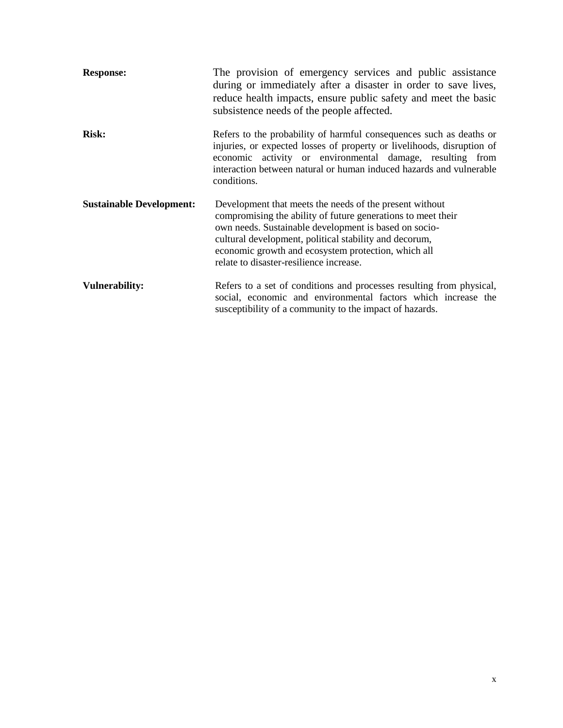**Response:** The provision of emergency services and public assistance during or immediately after a disaster in order to save lives, reduce health impacts, ensure public safety and meet the basic subsistence needs of the people affected.

**Risk:** Refers to the probability of harmful consequences such as deaths or injuries, or expected losses of property or livelihoods, disruption of economic activity or environmental damage, resulting from interaction between natural or human induced hazards and vulnerable conditions.

**Sustainable Development:** Development that meets the needs of the present without compromising the ability of future generations to meet their own needs. Sustainable development is based on socio-cultural development, political stability and decorum, economic growth and ecosystem protection, which all relate to disaster-resilience increase.

**Vulnerability:** Refers to a set of conditions and processes resulting from physical, social, economic and environmental factors which increase the susceptibility of a community to the impact of hazards.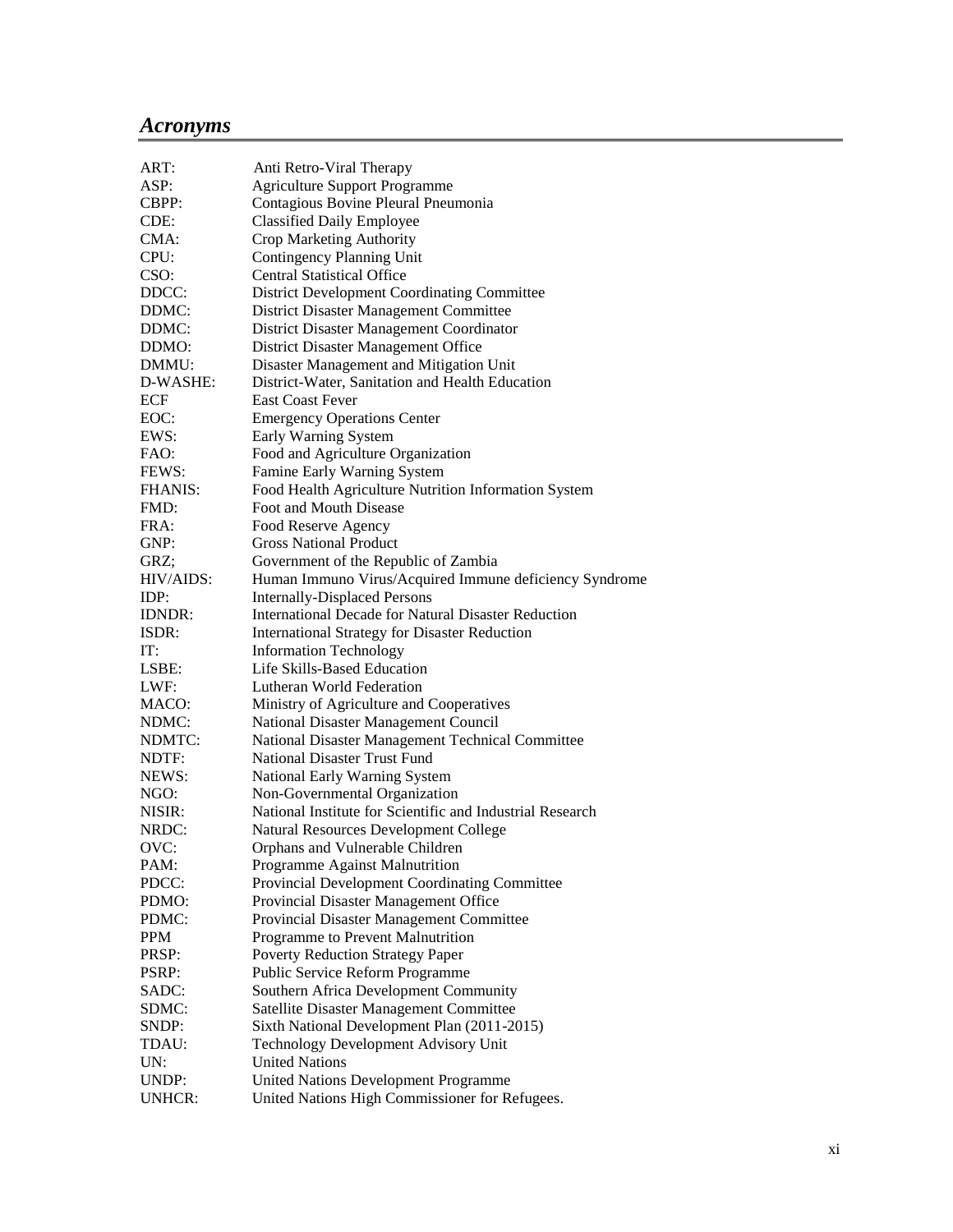## *Acronyms*

| | |
|---|---|
| ART: | Anti Retro-Viral Therapy |
| ASP: | Agriculture Support Programme |
| CBPP: | Contagious Bovine Pleural Pneumonia |
| CDE: | Classified Daily Employee |
| CMA: | Crop Marketing Authority |
| CPU: | Contingency Planning Unit |
| CSO: | Central Statistical Office |
| DDCC: | District Development Coordinating Committee |
| DDMC: | District Disaster Management Committee |
| DDMC: | District Disaster Management Coordinator |
| DDMO: | District Disaster Management Office |
| DMMU: | Disaster Management and Mitigation Unit |
| D-WASHE: | District-Water, Sanitation and Health Education |
| ECF | East Coast Fever |
| EOC: | Emergency Operations Center |
| EWS: | Early Warning System |
| FAO: | Food and Agriculture Organization |
| FEWS: | Famine Early Warning System |
| FHANIS: | Food Health Agriculture Nutrition Information System |
| FMD: | Foot and Mouth Disease |
| FRA: | Food Reserve Agency |
| GNP: | Gross National Product |
| GRZ; | Government of the Republic of Zambia |
| HIV/AIDS: | Human Immuno Virus/Acquired Immune deficiency Syndrome |
| IDP: | Internally-Displaced Persons |
| IDNDR: | International Decade for Natural Disaster Reduction |
| ISDR: | International Strategy for Disaster Reduction |
| IT: | Information Technology |
| LSBE: | Life Skills-Based Education |
| LWF: | Lutheran World Federation |
| MACO: | Ministry of Agriculture and Cooperatives |
| NDMC: | National Disaster Management Council |
| NDMTC: | National Disaster Management Technical Committee |
| NDTF: | National Disaster Trust Fund |
| NEWS: | National Early Warning System |
| NGO: | Non-Governmental Organization |
| NISIR: | National Institute for Scientific and Industrial Research |
| NRDC: | Natural Resources Development College |
| OVC: | Orphans and Vulnerable Children |
| PAM: | Programme Against Malnutrition |
| PDCC: | Provincial Development Coordinating Committee |
| PDMO: | Provincial Disaster Management Office |
| PDMC: | Provincial Disaster Management Committee |
| PPM | Programme to Prevent Malnutrition |
| PRSP: | Poverty Reduction Strategy Paper |
| PSRP: | Public Service Reform Programme |
| SADC: | Southern Africa Development Community |
| SDMC: | Satellite Disaster Management Committee |
| SNDP: | Sixth National Development Plan (2011-2015) |
| TDAU: | Technology Development Advisory Unit |
| UN: | United Nations |
| UNDP: | United Nations Development Programme |
| UNHCR: | United Nations High Commissioner for Refugees. |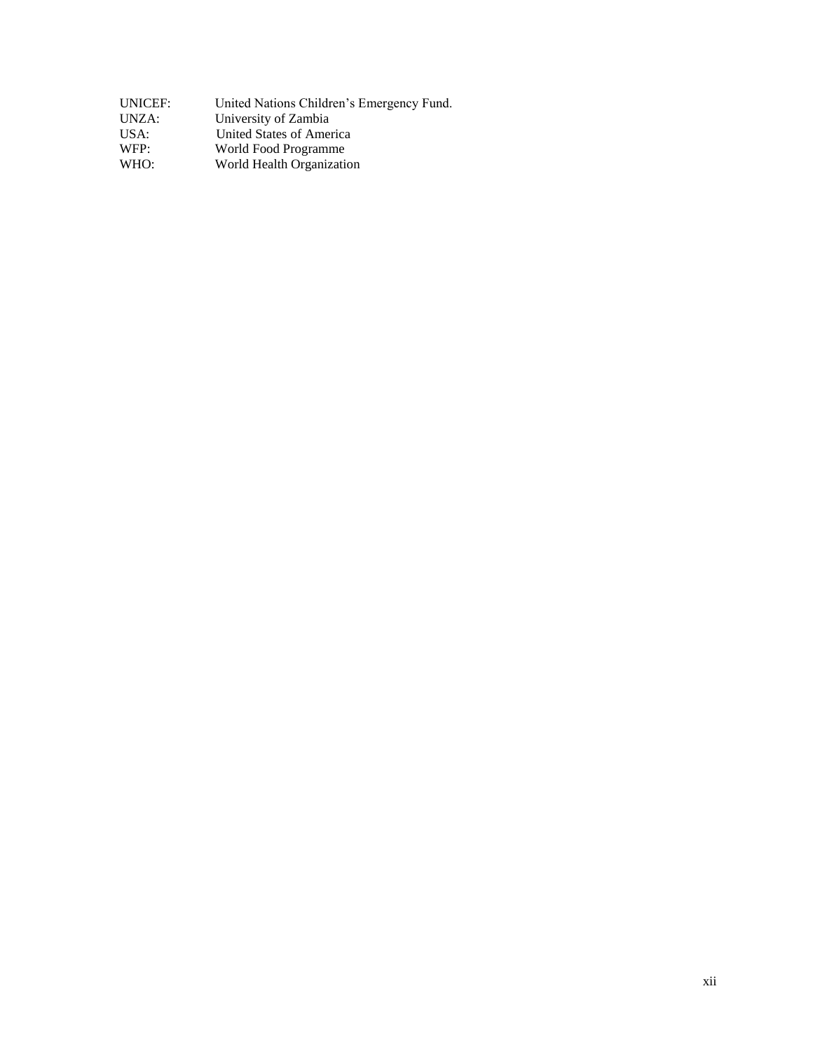UNICEF: United Nations Children's Emergency Fund.
UNZA: University of Zambia
USA: United States of America
WFP: World Food Programme
WHO: World Health Organization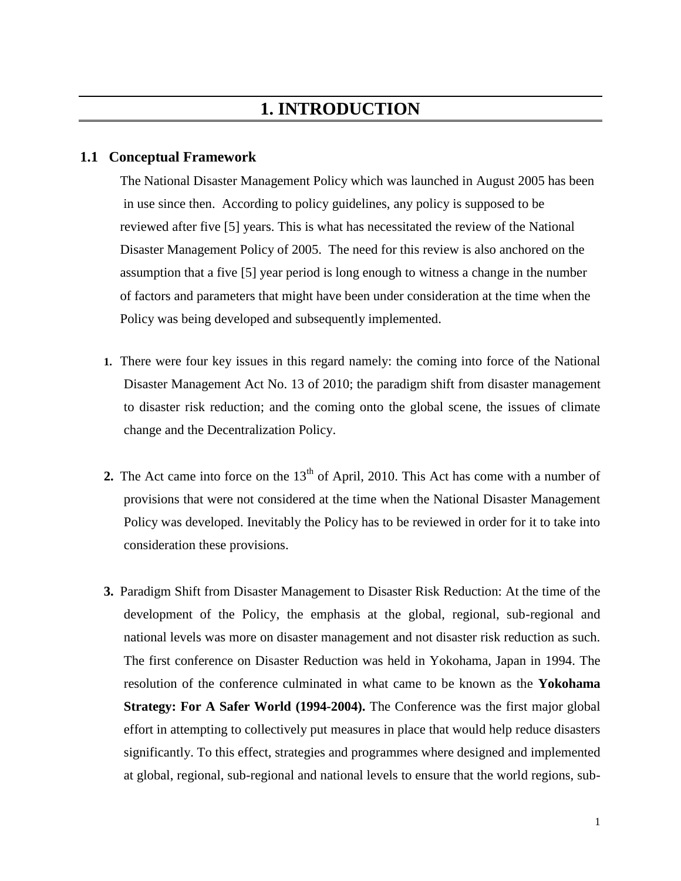# 1. INTRODUCTION

## 1.1 Conceptual Framework

The National Disaster Management Policy which was launched in August 2005 has been in use since then. According to policy guidelines, any policy is supposed to be reviewed after five [5] years. This is what has necessitated the review of the National Disaster Management Policy of 2005. The need for this review is also anchored on the assumption that a five [5] year period is long enough to witness a change in the number of factors and parameters that might have been under consideration at the time when the Policy was being developed and subsequently implemented.

1. There were four key issues in this regard namely: the coming into force of the National Disaster Management Act No. 13 of 2010; the paradigm shift from disaster management to disaster risk reduction; and the coming onto the global scene, the issues of climate change and the Decentralization Policy.

2. The Act came into force on the 13th of April, 2010. This Act has come with a number of provisions that were not considered at the time when the National Disaster Management Policy was developed. Inevitably the Policy has to be reviewed in order for it to take into consideration these provisions.

3. Paradigm Shift from Disaster Management to Disaster Risk Reduction: At the time of the development of the Policy, the emphasis at the global, regional, sub-regional and national levels was more on disaster management and not disaster risk reduction as such. The first conference on Disaster Reduction was held in Yokohama, Japan in 1994. The resolution of the conference culminated in what came to be known as the **Yokohama Strategy: For A Safer World (1994-2004).** The Conference was the first major global effort in attempting to collectively put measures in place that would help reduce disasters significantly. To this effect, strategies and programmes where designed and implemented at global, regional, sub-regional and national levels to ensure that the world regions, sub-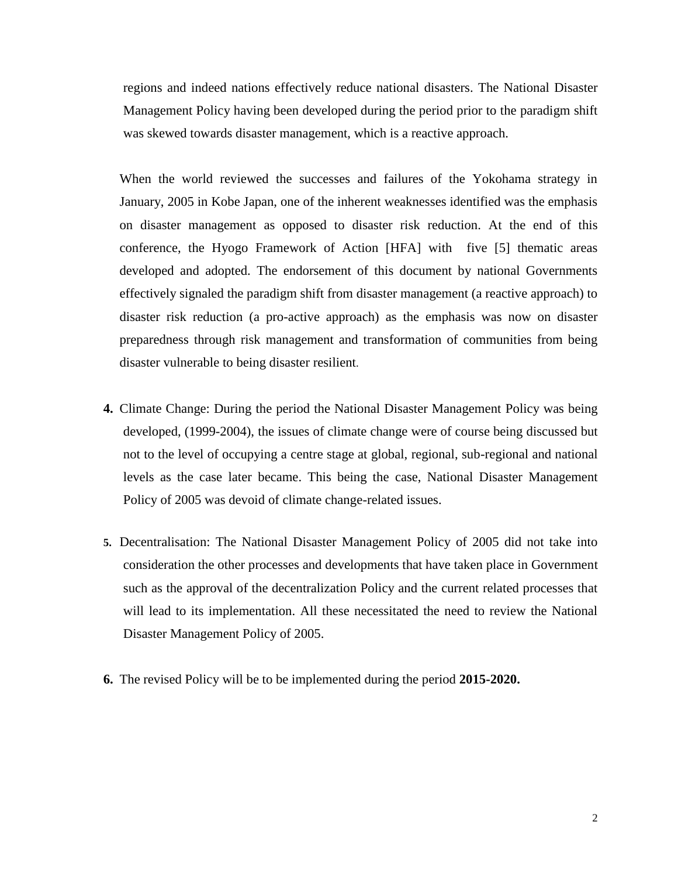regions and indeed nations effectively reduce national disasters. The National Disaster Management Policy having been developed during the period prior to the paradigm shift was skewed towards disaster management, which is a reactive approach.

When the world reviewed the successes and failures of the Yokohama strategy in January, 2005 in Kobe Japan, one of the inherent weaknesses identified was the emphasis on disaster management as opposed to disaster risk reduction. At the end of this conference, the Hyogo Framework of Action [HFA] with five [5] thematic areas developed and adopted. The endorsement of this document by national Governments effectively signaled the paradigm shift from disaster management (a reactive approach) to disaster risk reduction (a pro-active approach) as the emphasis was now on disaster preparedness through risk management and transformation of communities from being disaster vulnerable to being disaster resilient.

**4.** Climate Change: During the period the National Disaster Management Policy was being developed, (1999-2004), the issues of climate change were of course being discussed but not to the level of occupying a centre stage at global, regional, sub-regional and national levels as the case later became. This being the case, National Disaster Management Policy of 2005 was devoid of climate change-related issues.

**5.** Decentralisation: The National Disaster Management Policy of 2005 did not take into consideration the other processes and developments that have taken place in Government such as the approval of the decentralization Policy and the current related processes that will lead to its implementation. All these necessitated the need to review the National Disaster Management Policy of 2005.

**6.** The revised Policy will be to be implemented during the period **2015-2020.**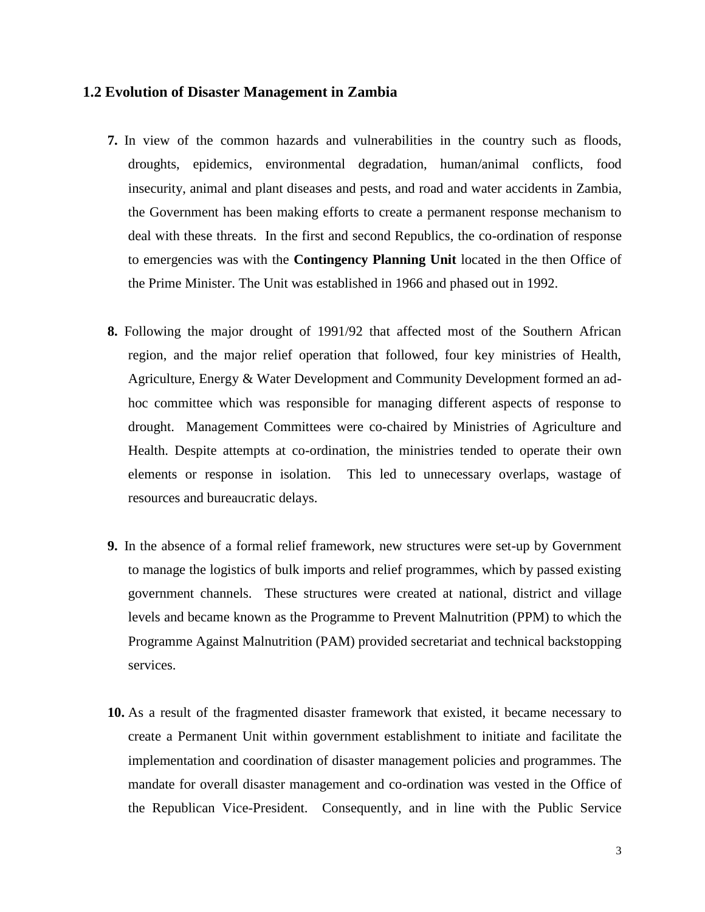## 1.2 Evolution of Disaster Management in Zambia

**7.** In view of the common hazards and vulnerabilities in the country such as floods, droughts, epidemics, environmental degradation, human/animal conflicts, food insecurity, animal and plant diseases and pests, and road and water accidents in Zambia, the Government has been making efforts to create a permanent response mechanism to deal with these threats. In the first and second Republics, the co-ordination of response to emergencies was with the **Contingency Planning Unit** located in the then Office of the Prime Minister. The Unit was established in 1966 and phased out in 1992.

**8.** Following the major drought of 1991/92 that affected most of the Southern African region, and the major relief operation that followed, four key ministries of Health, Agriculture, Energy & Water Development and Community Development formed an ad-hoc committee which was responsible for managing different aspects of response to drought. Management Committees were co-chaired by Ministries of Agriculture and Health. Despite attempts at co-ordination, the ministries tended to operate their own elements or response in isolation. This led to unnecessary overlaps, wastage of resources and bureaucratic delays.

**9.** In the absence of a formal relief framework, new structures were set-up by Government to manage the logistics of bulk imports and relief programmes, which by passed existing government channels. These structures were created at national, district and village levels and became known as the Programme to Prevent Malnutrition (PPM) to which the Programme Against Malnutrition (PAM) provided secretariat and technical backstopping services.

**10.** As a result of the fragmented disaster framework that existed, it became necessary to create a Permanent Unit within government establishment to initiate and facilitate the implementation and coordination of disaster management policies and programmes. The mandate for overall disaster management and co-ordination was vested in the Office of the Republican Vice-President. Consequently, and in line with the Public Service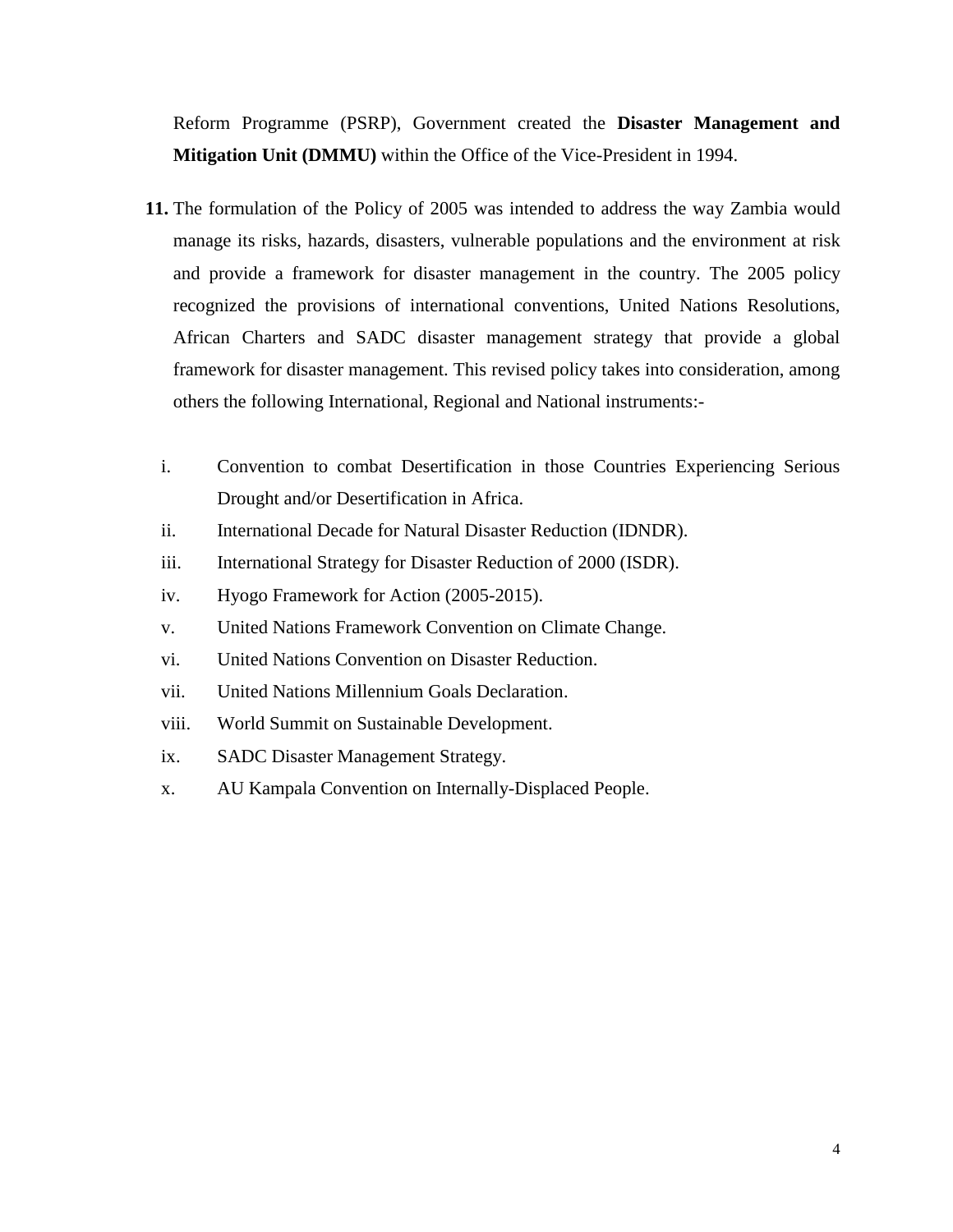Reform Programme (PSRP), Government created the **Disaster Management and Mitigation Unit (DMMU)** within the Office of the Vice-President in 1994.

**11.** The formulation of the Policy of 2005 was intended to address the way Zambia would manage its risks, hazards, disasters, vulnerable populations and the environment at risk and provide a framework for disaster management in the country. The 2005 policy recognized the provisions of international conventions, United Nations Resolutions, African Charters and SADC disaster management strategy that provide a global framework for disaster management. This revised policy takes into consideration, among others the following International, Regional and National instruments:-

i. Convention to combat Desertification in those Countries Experiencing Serious Drought and/or Desertification in Africa.
ii. International Decade for Natural Disaster Reduction (IDNDR).
iii. International Strategy for Disaster Reduction of 2000 (ISDR).
iv. Hyogo Framework for Action (2005-2015).
v. United Nations Framework Convention on Climate Change.
vi. United Nations Convention on Disaster Reduction.
vii. United Nations Millennium Goals Declaration.
viii. World Summit on Sustainable Development.
ix. SADC Disaster Management Strategy.
x. AU Kampala Convention on Internally-Displaced People.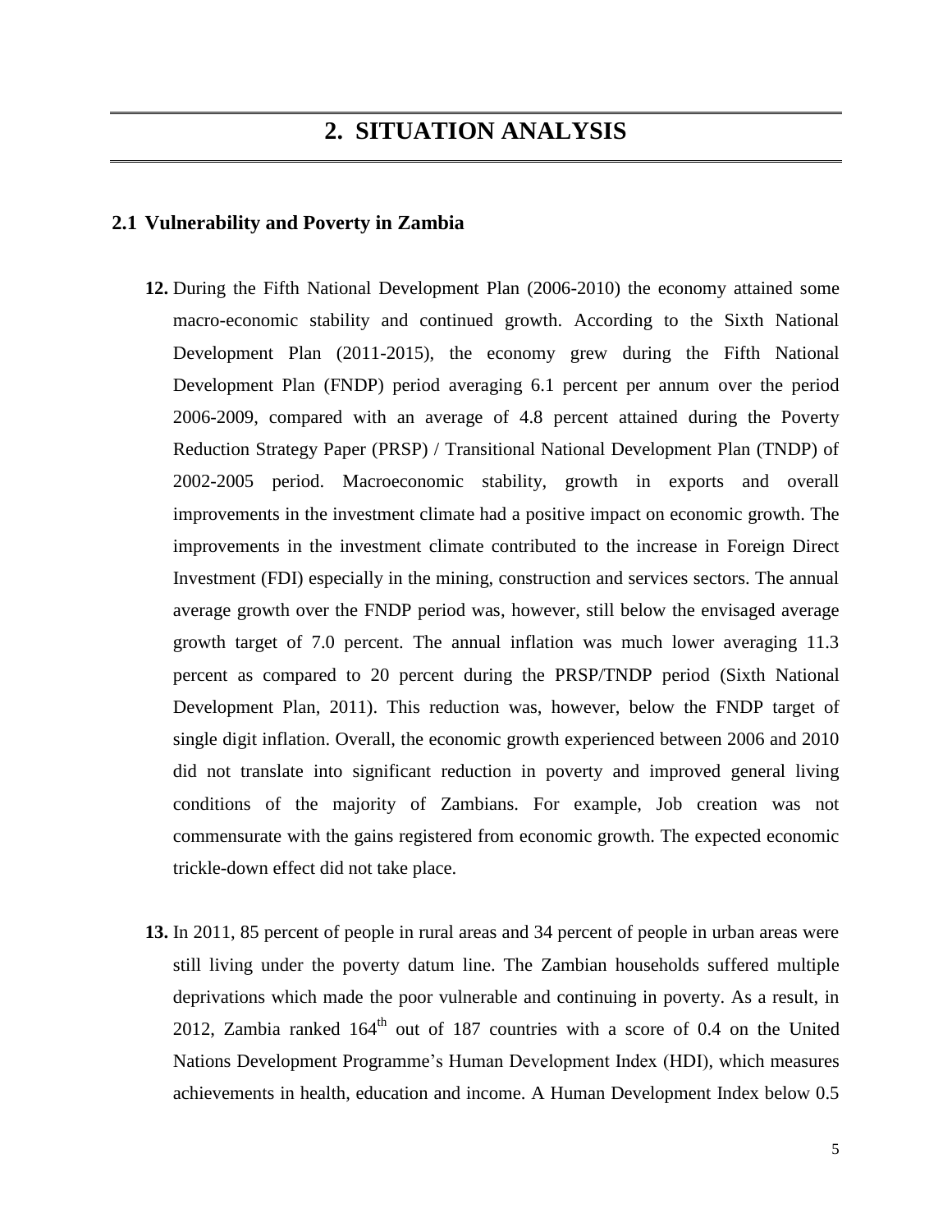# 2. SITUATION ANALYSIS

## 2.1 Vulnerability and Poverty in Zambia

**12.** During the Fifth National Development Plan (2006-2010) the economy attained some macro-economic stability and continued growth. According to the Sixth National Development Plan (2011-2015), the economy grew during the Fifth National Development Plan (FNDP) period averaging 6.1 percent per annum over the period 2006-2009, compared with an average of 4.8 percent attained during the Poverty Reduction Strategy Paper (PRSP) / Transitional National Development Plan (TNDP) of 2002-2005 period. Macroeconomic stability, growth in exports and overall improvements in the investment climate had a positive impact on economic growth. The improvements in the investment climate contributed to the increase in Foreign Direct Investment (FDI) especially in the mining, construction and services sectors. The annual average growth over the FNDP period was, however, still below the envisaged average growth target of 7.0 percent. The annual inflation was much lower averaging 11.3 percent as compared to 20 percent during the PRSP/TNDP period (Sixth National Development Plan, 2011). This reduction was, however, below the FNDP target of single digit inflation. Overall, the economic growth experienced between 2006 and 2010 did not translate into significant reduction in poverty and improved general living conditions of the majority of Zambians. For example, Job creation was not commensurate with the gains registered from economic growth. The expected economic trickle-down effect did not take place.

**13.** In 2011, 85 percent of people in rural areas and 34 percent of people in urban areas were still living under the poverty datum line. The Zambian households suffered multiple deprivations which made the poor vulnerable and continuing in poverty. As a result, in 2012, Zambia ranked 164th out of 187 countries with a score of 0.4 on the United Nations Development Programme's Human Development Index (HDI), which measures achievements in health, education and income. A Human Development Index below 0.5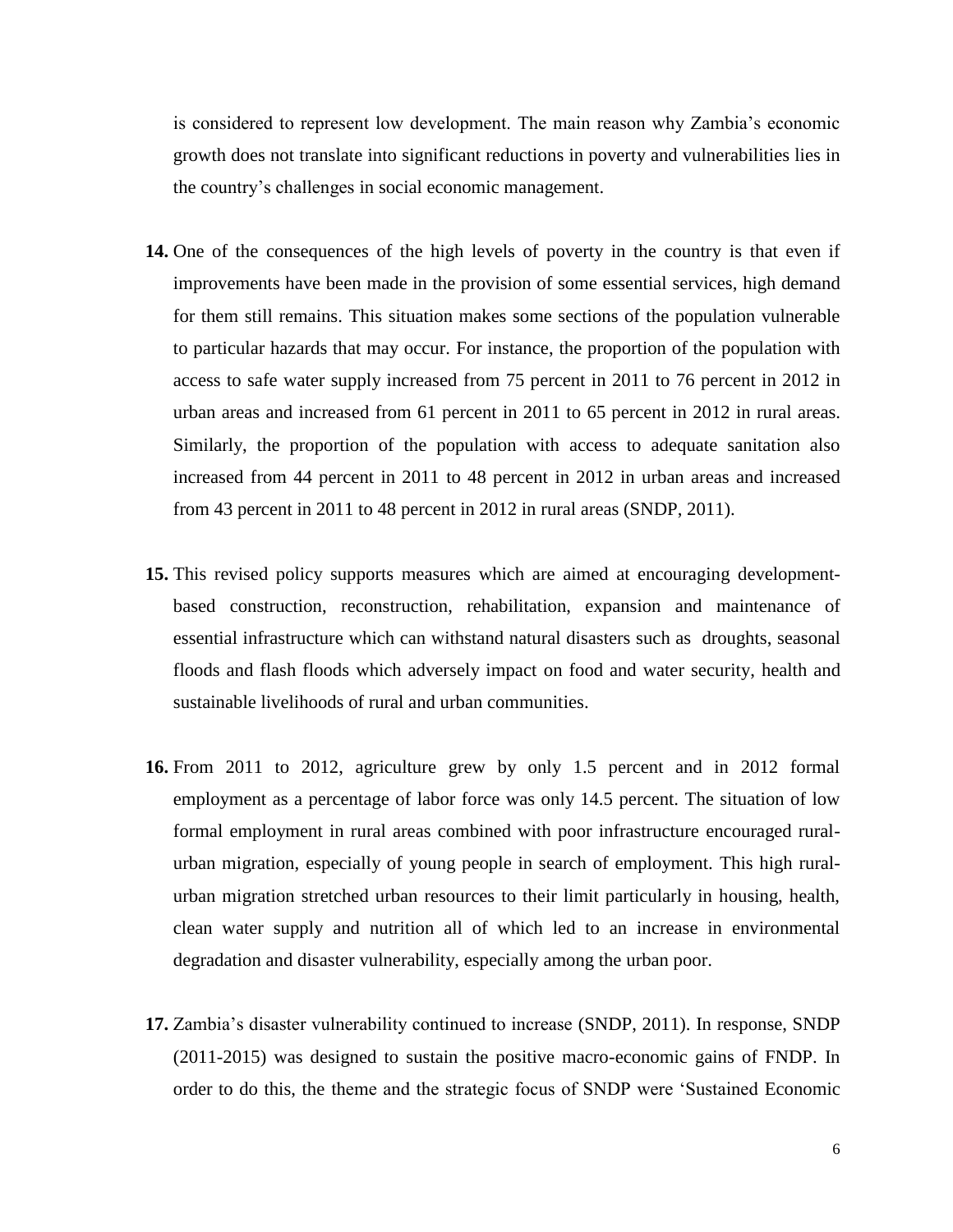is considered to represent low development. The main reason why Zambia's economic growth does not translate into significant reductions in poverty and vulnerabilities lies in the country's challenges in social economic management.

**14.** One of the consequences of the high levels of poverty in the country is that even if improvements have been made in the provision of some essential services, high demand for them still remains. This situation makes some sections of the population vulnerable to particular hazards that may occur. For instance, the proportion of the population with access to safe water supply increased from 75 percent in 2011 to 76 percent in 2012 in urban areas and increased from 61 percent in 2011 to 65 percent in 2012 in rural areas. Similarly, the proportion of the population with access to adequate sanitation also increased from 44 percent in 2011 to 48 percent in 2012 in urban areas and increased from 43 percent in 2011 to 48 percent in 2012 in rural areas (SNDP, 2011).

**15.** This revised policy supports measures which are aimed at encouraging development-based construction, reconstruction, rehabilitation, expansion and maintenance of essential infrastructure which can withstand natural disasters such as droughts, seasonal floods and flash floods which adversely impact on food and water security, health and sustainable livelihoods of rural and urban communities.

**16.** From 2011 to 2012, agriculture grew by only 1.5 percent and in 2012 formal employment as a percentage of labor force was only 14.5 percent. The situation of low formal employment in rural areas combined with poor infrastructure encouraged rural-urban migration, especially of young people in search of employment. This high rural-urban migration stretched urban resources to their limit particularly in housing, health, clean water supply and nutrition all of which led to an increase in environmental degradation and disaster vulnerability, especially among the urban poor.

**17.** Zambia's disaster vulnerability continued to increase (SNDP, 2011). In response, SNDP (2011-2015) was designed to sustain the positive macro-economic gains of FNDP. In order to do this, the theme and the strategic focus of SNDP were 'Sustained Economic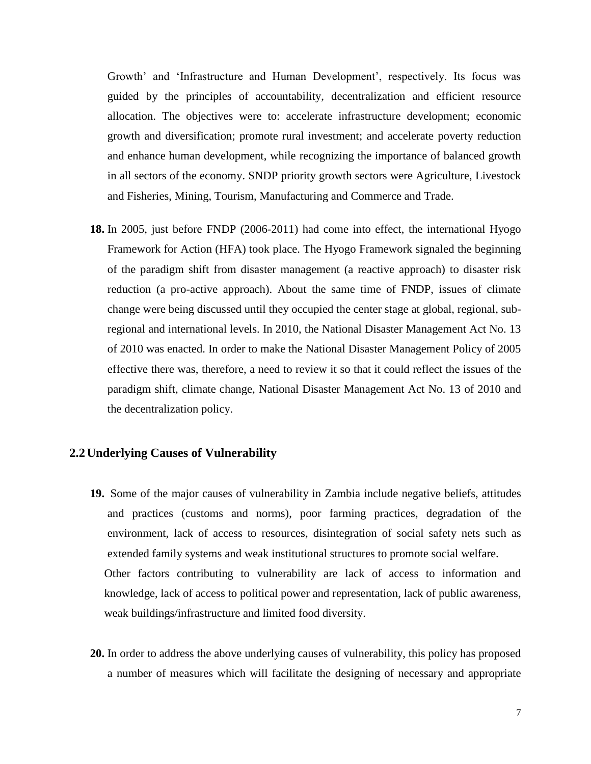Growth' and 'Infrastructure and Human Development', respectively. Its focus was guided by the principles of accountability, decentralization and efficient resource allocation. The objectives were to: accelerate infrastructure development; economic growth and diversification; promote rural investment; and accelerate poverty reduction and enhance human development, while recognizing the importance of balanced growth in all sectors of the economy. SNDP priority growth sectors were Agriculture, Livestock and Fisheries, Mining, Tourism, Manufacturing and Commerce and Trade.

**18.** In 2005, just before FNDP (2006-2011) had come into effect, the international Hyogo Framework for Action (HFA) took place. The Hyogo Framework signaled the beginning of the paradigm shift from disaster management (a reactive approach) to disaster risk reduction (a pro-active approach). About the same time of FNDP, issues of climate change were being discussed until they occupied the center stage at global, regional, sub-regional and international levels. In 2010, the National Disaster Management Act No. 13 of 2010 was enacted. In order to make the National Disaster Management Policy of 2005 effective there was, therefore, a need to review it so that it could reflect the issues of the paradigm shift, climate change, National Disaster Management Act No. 13 of 2010 and the decentralization policy.

## 2.2 Underlying Causes of Vulnerability

**19.** Some of the major causes of vulnerability in Zambia include negative beliefs, attitudes and practices (customs and norms), poor farming practices, degradation of the environment, lack of access to resources, disintegration of social safety nets such as extended family systems and weak institutional structures to promote social welfare.

Other factors contributing to vulnerability are lack of access to information and knowledge, lack of access to political power and representation, lack of public awareness, weak buildings/infrastructure and limited food diversity.

**20.** In order to address the above underlying causes of vulnerability, this policy has proposed a number of measures which will facilitate the designing of necessary and appropriate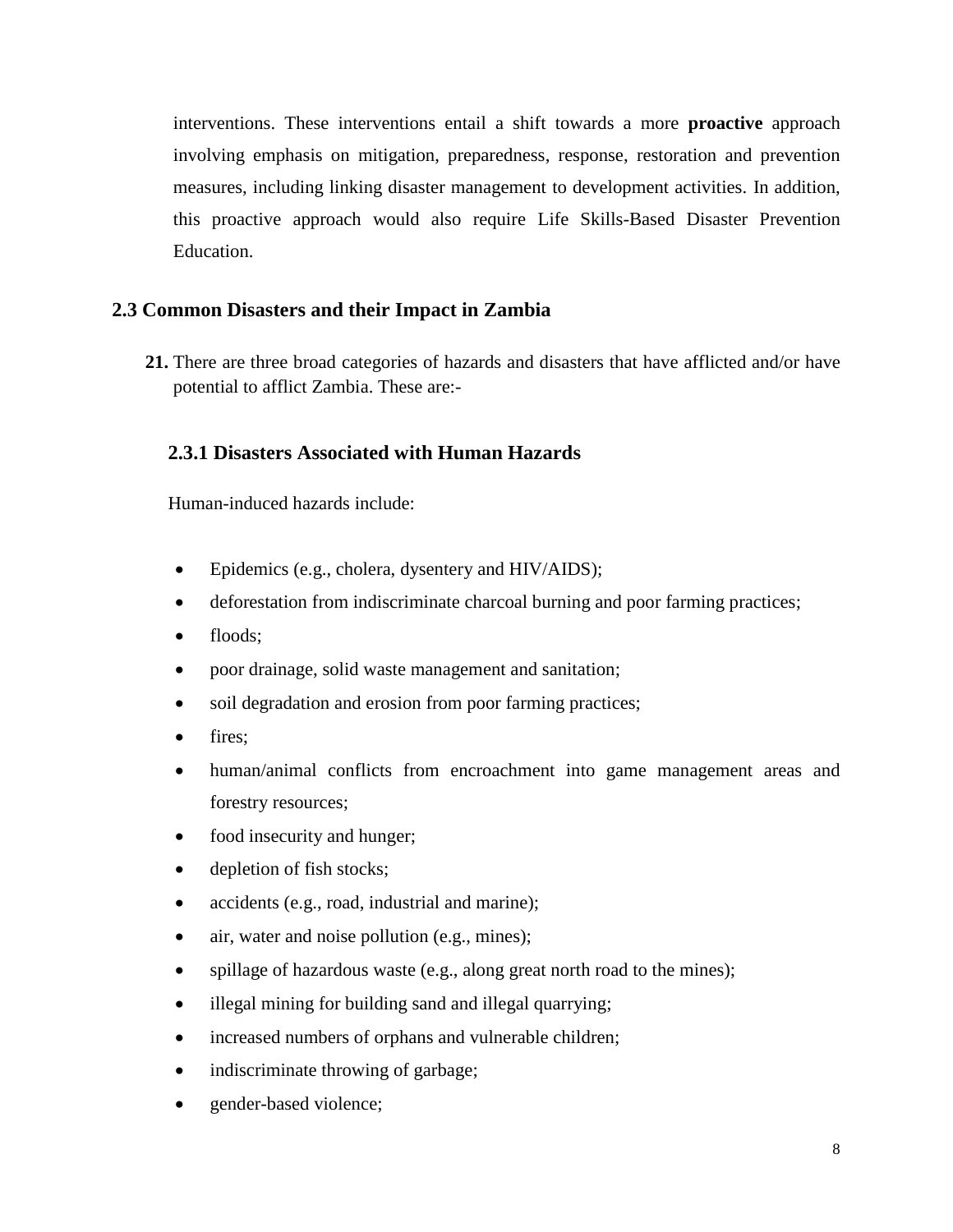interventions. These interventions entail a shift towards a more **proactive** approach involving emphasis on mitigation, preparedness, response, restoration and prevention measures, including linking disaster management to development activities. In addition, this proactive approach would also require Life Skills-Based Disaster Prevention Education.

## 2.3 Common Disasters and their Impact in Zambia

**21.** There are three broad categories of hazards and disasters that have afflicted and/or have potential to afflict Zambia. These are:-

### 2.3.1 Disasters Associated with Human Hazards

Human-induced hazards include:

- Epidemics (e.g., cholera, dysentery and HIV/AIDS);
- deforestation from indiscriminate charcoal burning and poor farming practices;
- floods;
- poor drainage, solid waste management and sanitation;
- soil degradation and erosion from poor farming practices;
- fires;
- human/animal conflicts from encroachment into game management areas and forestry resources;
- food insecurity and hunger;
- depletion of fish stocks;
- accidents (e.g., road, industrial and marine);
- air, water and noise pollution (e.g., mines);
- spillage of hazardous waste (e.g., along great north road to the mines);
- illegal mining for building sand and illegal quarrying;
- increased numbers of orphans and vulnerable children;
- indiscriminate throwing of garbage;
- gender-based violence;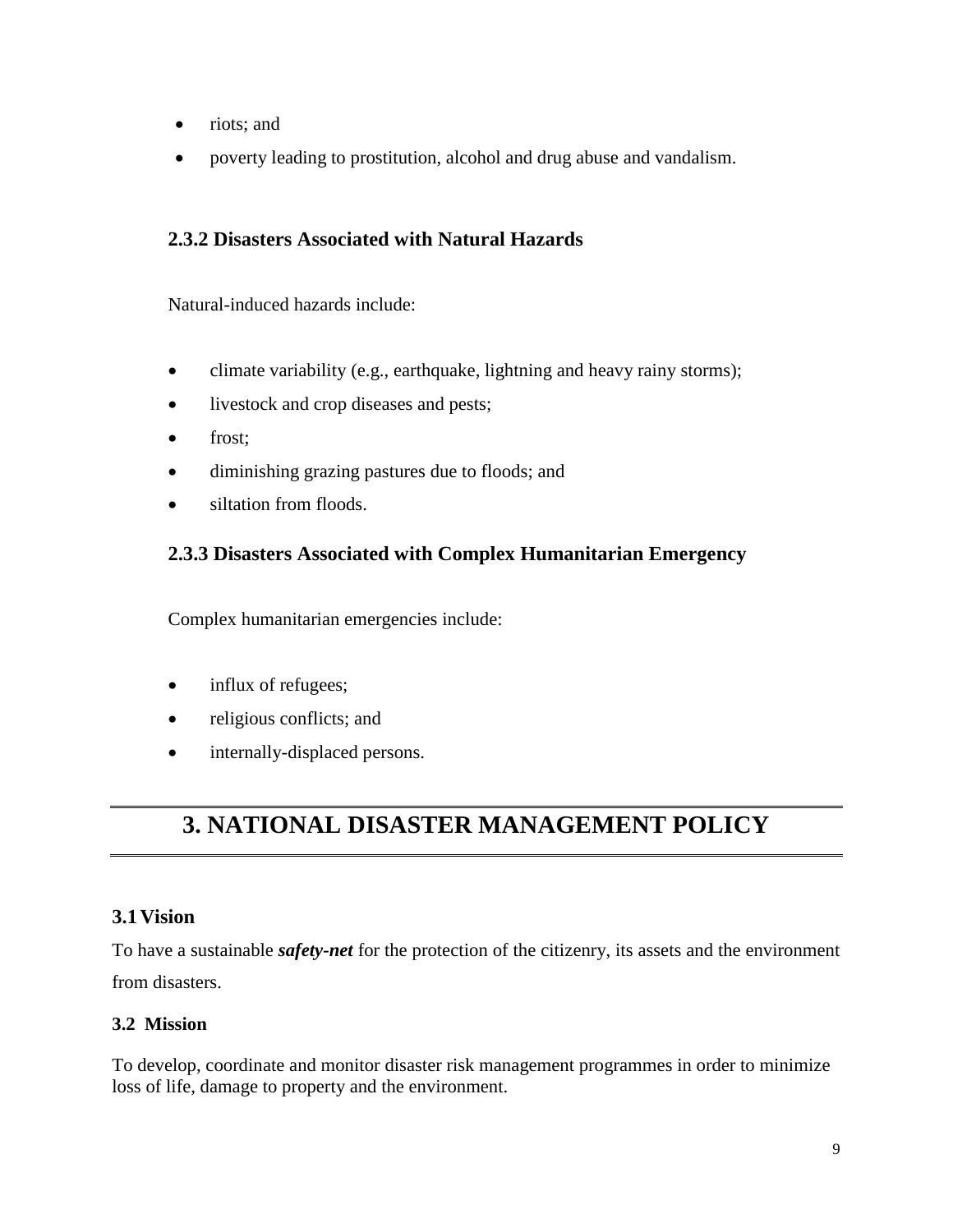- riots; and
- poverty leading to prostitution, alcohol and drug abuse and vandalism.

### 2.3.2 Disasters Associated with Natural Hazards

Natural-induced hazards include:

- climate variability (e.g., earthquake, lightning and heavy rainy storms);
- livestock and crop diseases and pests;
- frost;
- diminishing grazing pastures due to floods; and
- siltation from floods.

### 2.3.3 Disasters Associated with Complex Humanitarian Emergency

Complex humanitarian emergencies include:

- influx of refugees;
- religious conflicts; and
- internally-displaced persons.

# 3. NATIONAL DISASTER MANAGEMENT POLICY

## 3.1 Vision

To have a sustainable ***safety-net*** for the protection of the citizenry, its assets and the environment from disasters.

## 3.2 Mission

To develop, coordinate and monitor disaster risk management programmes in order to minimize loss of life, damage to property and the environment.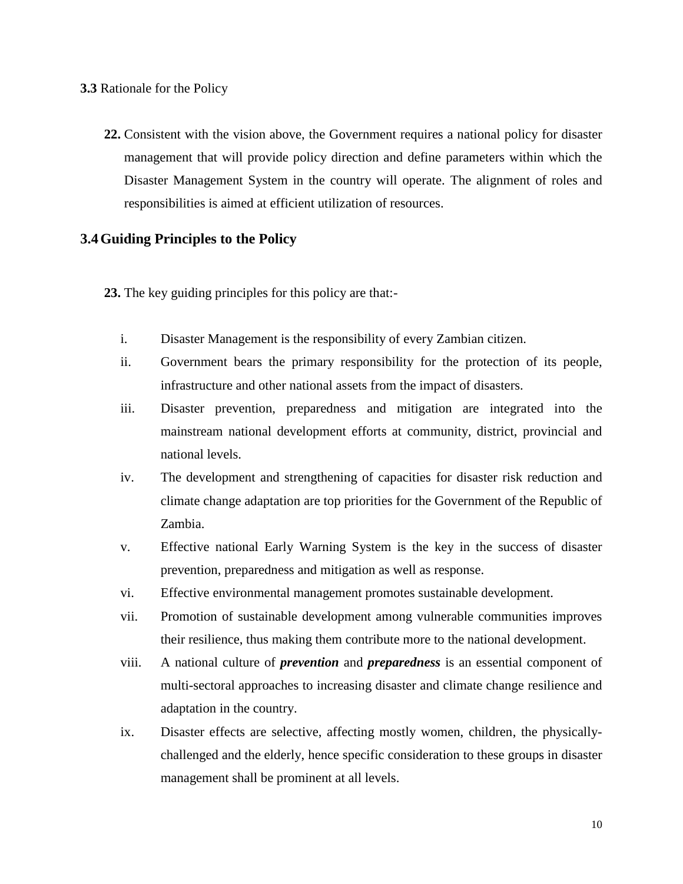**3.3** Rationale for the Policy

**22.** Consistent with the vision above, the Government requires a national policy for disaster management that will provide policy direction and define parameters within which the Disaster Management System in the country will operate. The alignment of roles and responsibilities is aimed at efficient utilization of resources.

## 3.4 Guiding Principles to the Policy

**23.** The key guiding principles for this policy are that:-

i. Disaster Management is the responsibility of every Zambian citizen.

ii. Government bears the primary responsibility for the protection of its people, infrastructure and other national assets from the impact of disasters.

iii. Disaster prevention, preparedness and mitigation are integrated into the mainstream national development efforts at community, district, provincial and national levels.

iv. The development and strengthening of capacities for disaster risk reduction and climate change adaptation are top priorities for the Government of the Republic of Zambia.

v. Effective national Early Warning System is the key in the success of disaster prevention, preparedness and mitigation as well as response.

vi. Effective environmental management promotes sustainable development.

vii. Promotion of sustainable development among vulnerable communities improves their resilience, thus making them contribute more to the national development.

viii. A national culture of ***prevention*** and ***preparedness*** is an essential component of multi-sectoral approaches to increasing disaster and climate change resilience and adaptation in the country.

ix. Disaster effects are selective, affecting mostly women, children, the physically-challenged and the elderly, hence specific consideration to these groups in disaster management shall be prominent at all levels.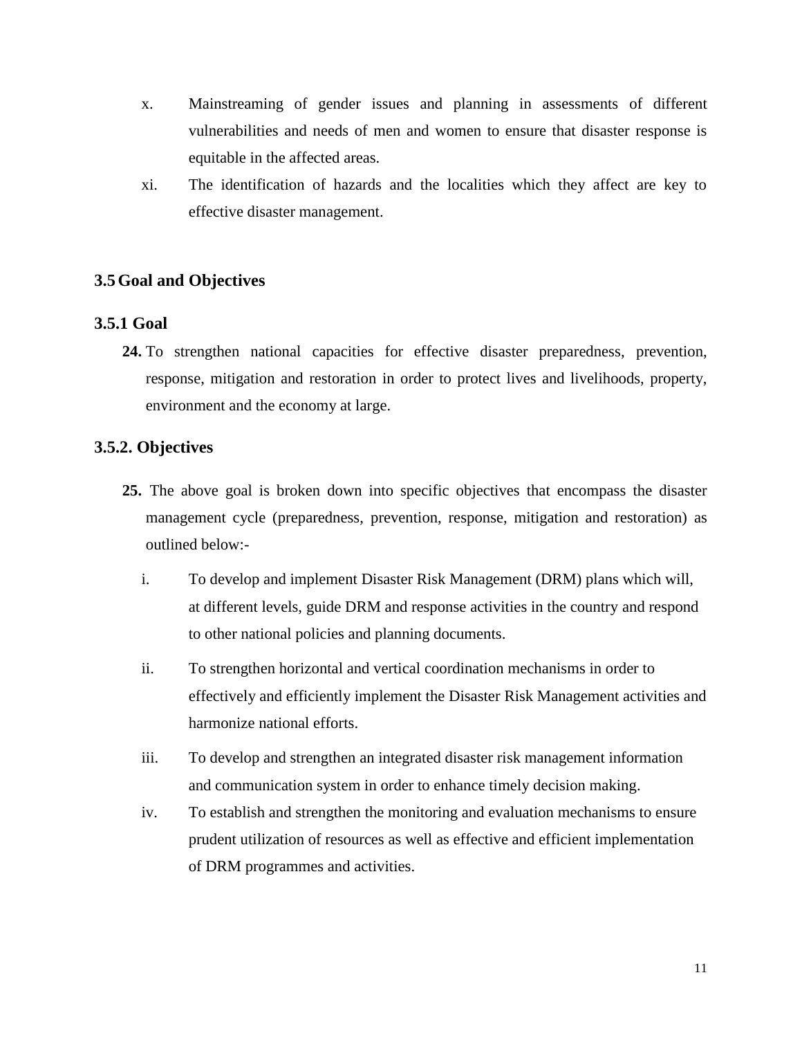x. Mainstreaming of gender issues and planning in assessments of different vulnerabilities and needs of men and women to ensure that disaster response is equitable in the affected areas.

xi. The identification of hazards and the localities which they affect are key to effective disaster management.

## 3.5 Goal and Objectives

### 3.5.1 Goal

**24.** To strengthen national capacities for effective disaster preparedness, prevention, response, mitigation and restoration in order to protect lives and livelihoods, property, environment and the economy at large.

### 3.5.2. Objectives

**25.** The above goal is broken down into specific objectives that encompass the disaster management cycle (preparedness, prevention, response, mitigation and restoration) as outlined below:-

i. To develop and implement Disaster Risk Management (DRM) plans which will, at different levels, guide DRM and response activities in the country and respond to other national policies and planning documents.

ii. To strengthen horizontal and vertical coordination mechanisms in order to effectively and efficiently implement the Disaster Risk Management activities and harmonize national efforts.

iii. To develop and strengthen an integrated disaster risk management information and communication system in order to enhance timely decision making.

iv. To establish and strengthen the monitoring and evaluation mechanisms to ensure prudent utilization of resources as well as effective and efficient implementation of DRM programmes and activities.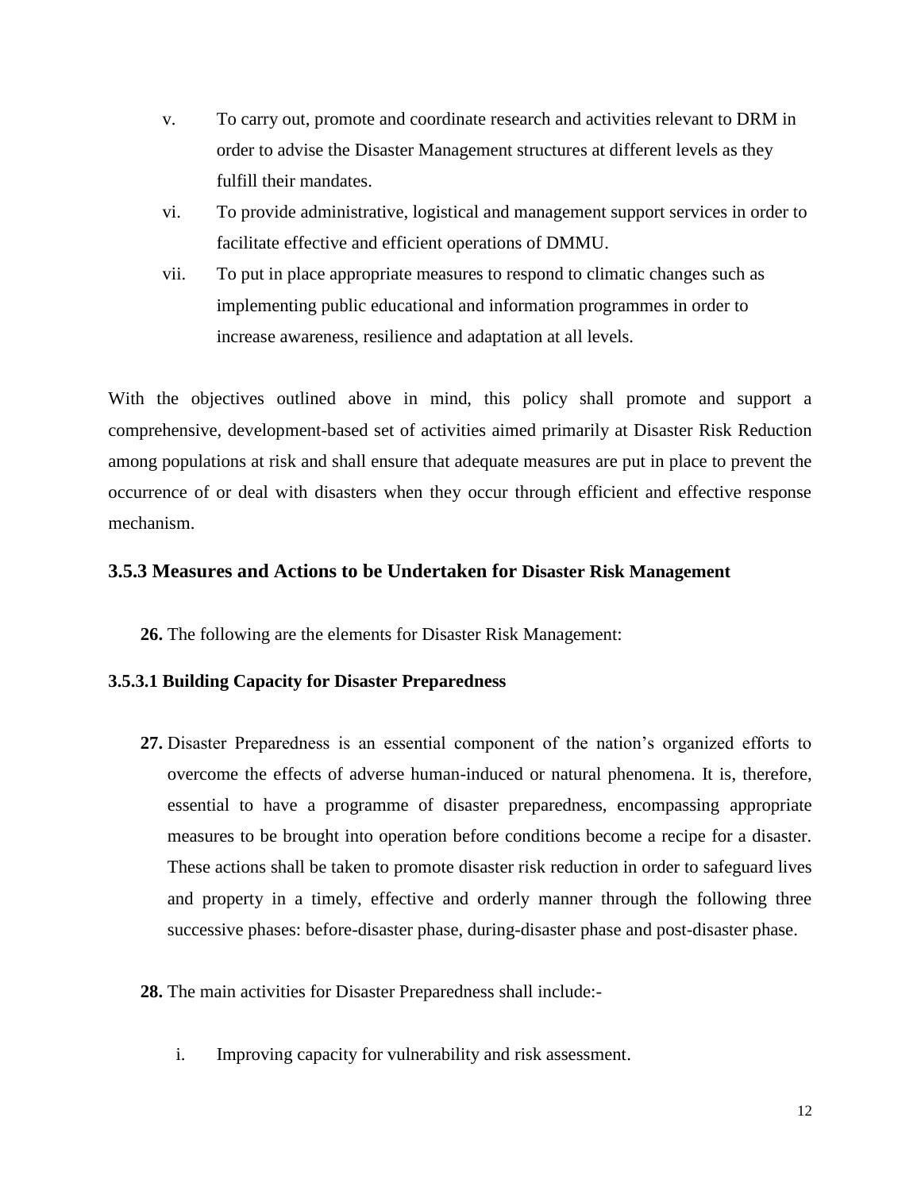v. To carry out, promote and coordinate research and activities relevant to DRM in order to advise the Disaster Management structures at different levels as they fulfill their mandates.

vi. To provide administrative, logistical and management support services in order to facilitate effective and efficient operations of DMMU.

vii. To put in place appropriate measures to respond to climatic changes such as implementing public educational and information programmes in order to increase awareness, resilience and adaptation at all levels.

With the objectives outlined above in mind, this policy shall promote and support a comprehensive, development-based set of activities aimed primarily at Disaster Risk Reduction among populations at risk and shall ensure that adequate measures are put in place to prevent the occurrence of or deal with disasters when they occur through efficient and effective response mechanism.

### 3.5.3 Measures and Actions to be Undertaken for Disaster Risk Management

**26.** The following are the elements for Disaster Risk Management:

#### 3.5.3.1 Building Capacity for Disaster Preparedness

**27.** Disaster Preparedness is an essential component of the nation's organized efforts to overcome the effects of adverse human-induced or natural phenomena. It is, therefore, essential to have a programme of disaster preparedness, encompassing appropriate measures to be brought into operation before conditions become a recipe for a disaster. These actions shall be taken to promote disaster risk reduction in order to safeguard lives and property in a timely, effective and orderly manner through the following three successive phases: before-disaster phase, during-disaster phase and post-disaster phase.

**28.** The main activities for Disaster Preparedness shall include:-

i. Improving capacity for vulnerability and risk assessment.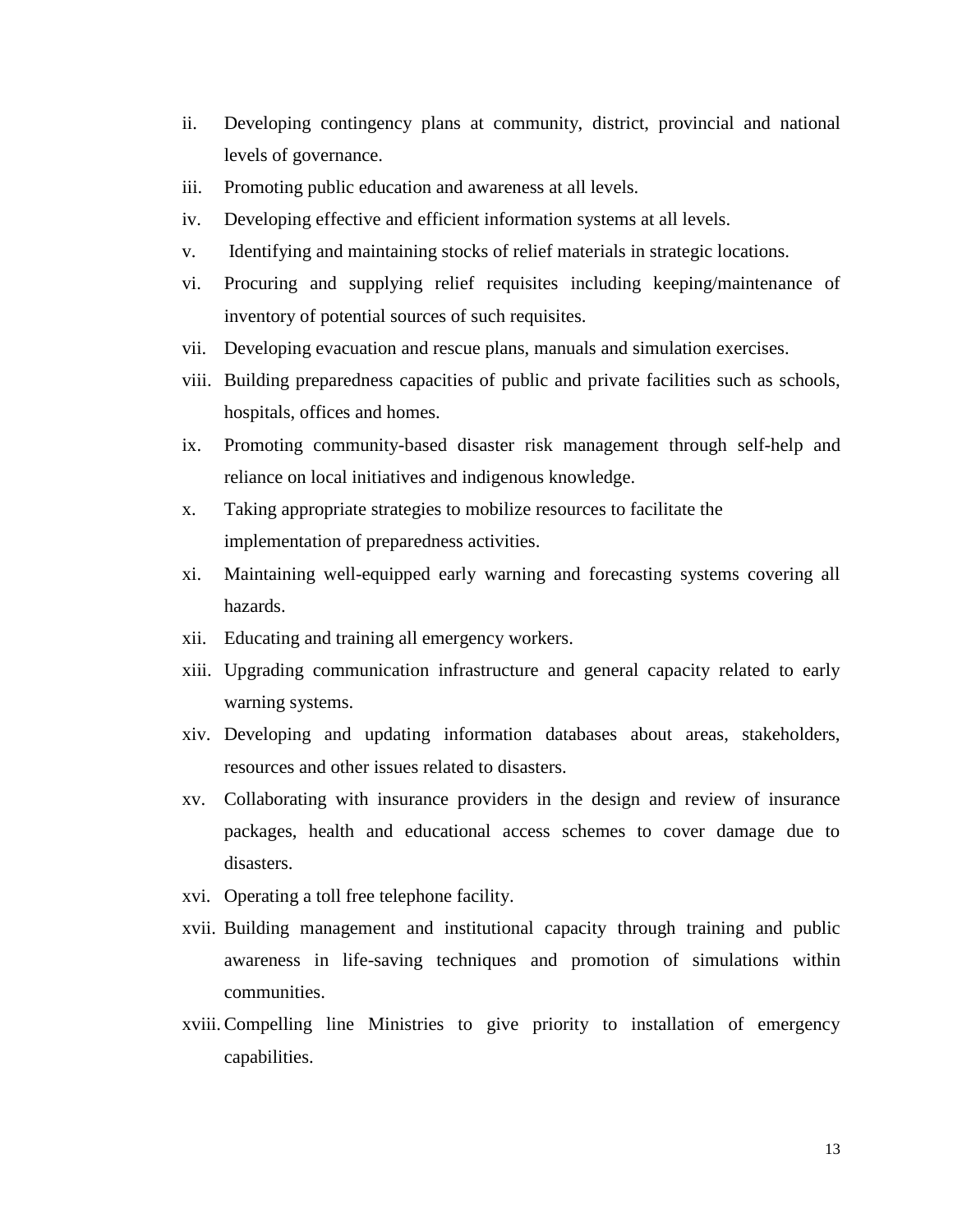ii. Developing contingency plans at community, district, provincial and national levels of governance.

iii. Promoting public education and awareness at all levels.

iv. Developing effective and efficient information systems at all levels.

v. Identifying and maintaining stocks of relief materials in strategic locations.

vi. Procuring and supplying relief requisites including keeping/maintenance of inventory of potential sources of such requisites.

vii. Developing evacuation and rescue plans, manuals and simulation exercises.

viii. Building preparedness capacities of public and private facilities such as schools, hospitals, offices and homes.

ix. Promoting community-based disaster risk management through self-help and reliance on local initiatives and indigenous knowledge.

x. Taking appropriate strategies to mobilize resources to facilitate the implementation of preparedness activities.

xi. Maintaining well-equipped early warning and forecasting systems covering all hazards.

xii. Educating and training all emergency workers.

xiii. Upgrading communication infrastructure and general capacity related to early warning systems.

xiv. Developing and updating information databases about areas, stakeholders, resources and other issues related to disasters.

xv. Collaborating with insurance providers in the design and review of insurance packages, health and educational access schemes to cover damage due to disasters.

xvi. Operating a toll free telephone facility.

xvii. Building management and institutional capacity through training and public awareness in life-saving techniques and promotion of simulations within communities.

xviii. Compelling line Ministries to give priority to installation of emergency capabilities.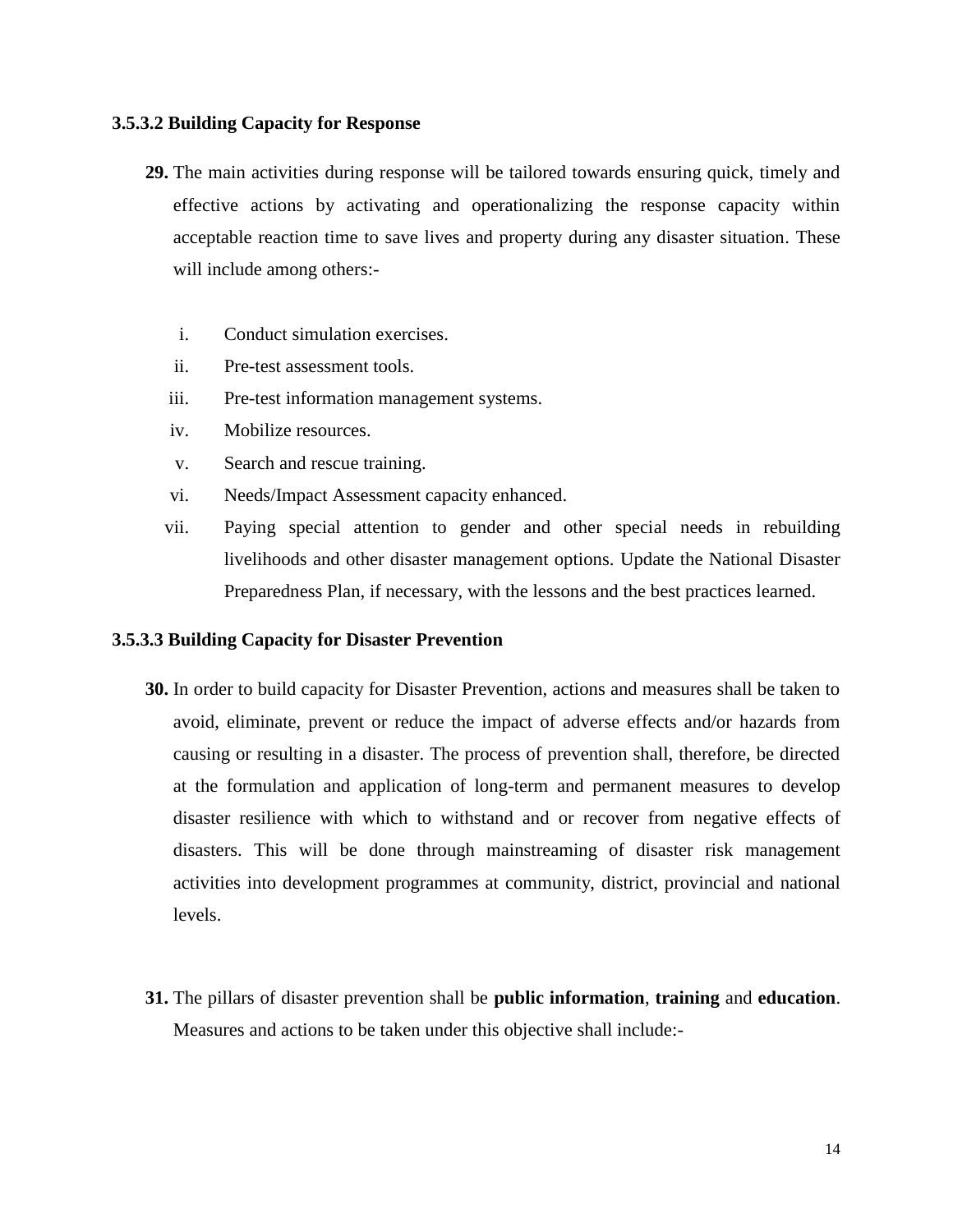#### 3.5.3.2 Building Capacity for Response

**29.** The main activities during response will be tailored towards ensuring quick, timely and effective actions by activating and operationalizing the response capacity within acceptable reaction time to save lives and property during any disaster situation. These will include among others:-

i. Conduct simulation exercises.
ii. Pre-test assessment tools.
iii. Pre-test information management systems.
iv. Mobilize resources.
v. Search and rescue training.
vi. Needs/Impact Assessment capacity enhanced.
vii. Paying special attention to gender and other special needs in rebuilding livelihoods and other disaster management options. Update the National Disaster Preparedness Plan, if necessary, with the lessons and the best practices learned.

#### 3.5.3.3 Building Capacity for Disaster Prevention

**30.** In order to build capacity for Disaster Prevention, actions and measures shall be taken to avoid, eliminate, prevent or reduce the impact of adverse effects and/or hazards from causing or resulting in a disaster. The process of prevention shall, therefore, be directed at the formulation and application of long-term and permanent measures to develop disaster resilience with which to withstand and or recover from negative effects of disasters. This will be done through mainstreaming of disaster risk management activities into development programmes at community, district, provincial and national levels.

**31.** The pillars of disaster prevention shall be **public information**, **training** and **education**. Measures and actions to be taken under this objective shall include:-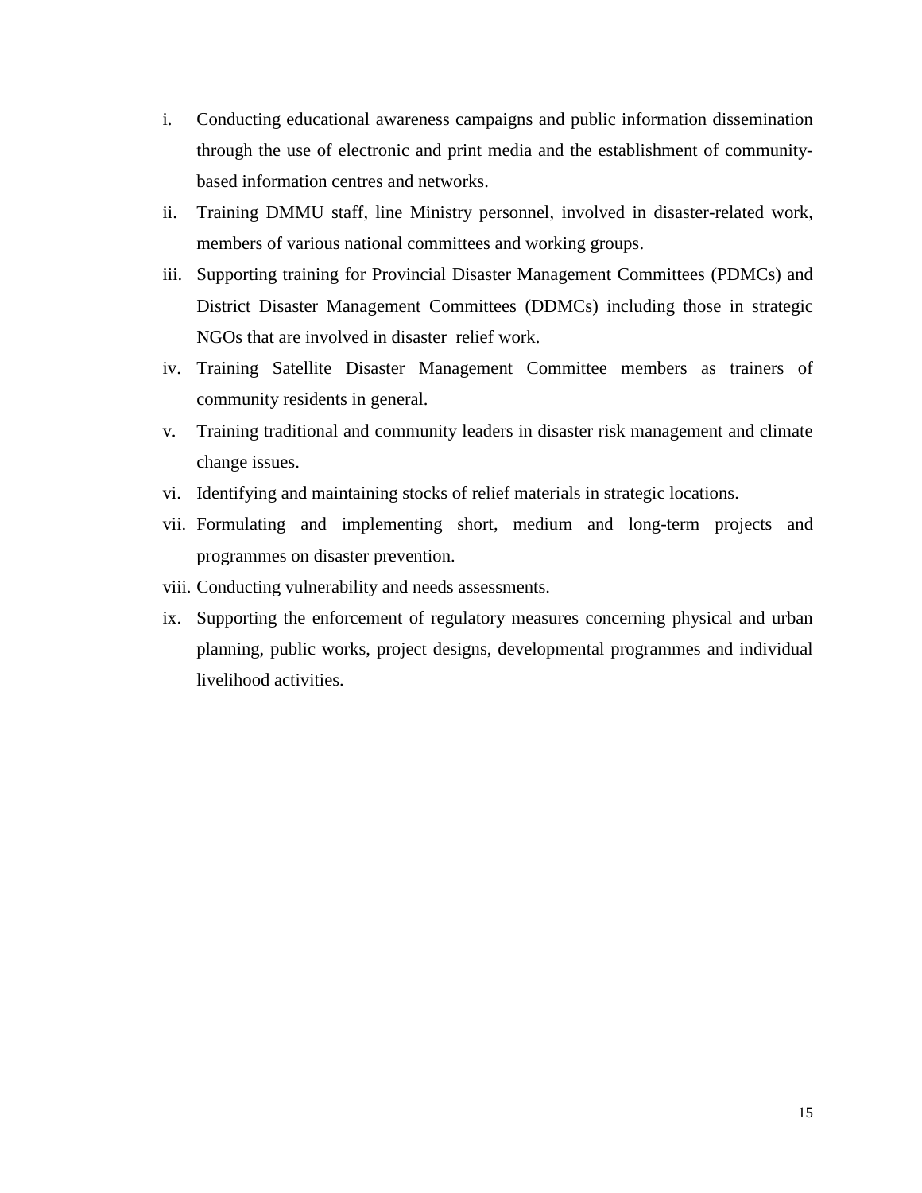i. Conducting educational awareness campaigns and public information dissemination through the use of electronic and print media and the establishment of community-based information centres and networks.
ii. Training DMMU staff, line Ministry personnel, involved in disaster-related work, members of various national committees and working groups.
iii. Supporting training for Provincial Disaster Management Committees (PDMCs) and District Disaster Management Committees (DDMCs) including those in strategic NGOs that are involved in disaster relief work.
iv. Training Satellite Disaster Management Committee members as trainers of community residents in general.
v. Training traditional and community leaders in disaster risk management and climate change issues.
vi. Identifying and maintaining stocks of relief materials in strategic locations.
vii. Formulating and implementing short, medium and long-term projects and programmes on disaster prevention.
viii. Conducting vulnerability and needs assessments.
ix. Supporting the enforcement of regulatory measures concerning physical and urban planning, public works, project designs, developmental programmes and individual livelihood activities.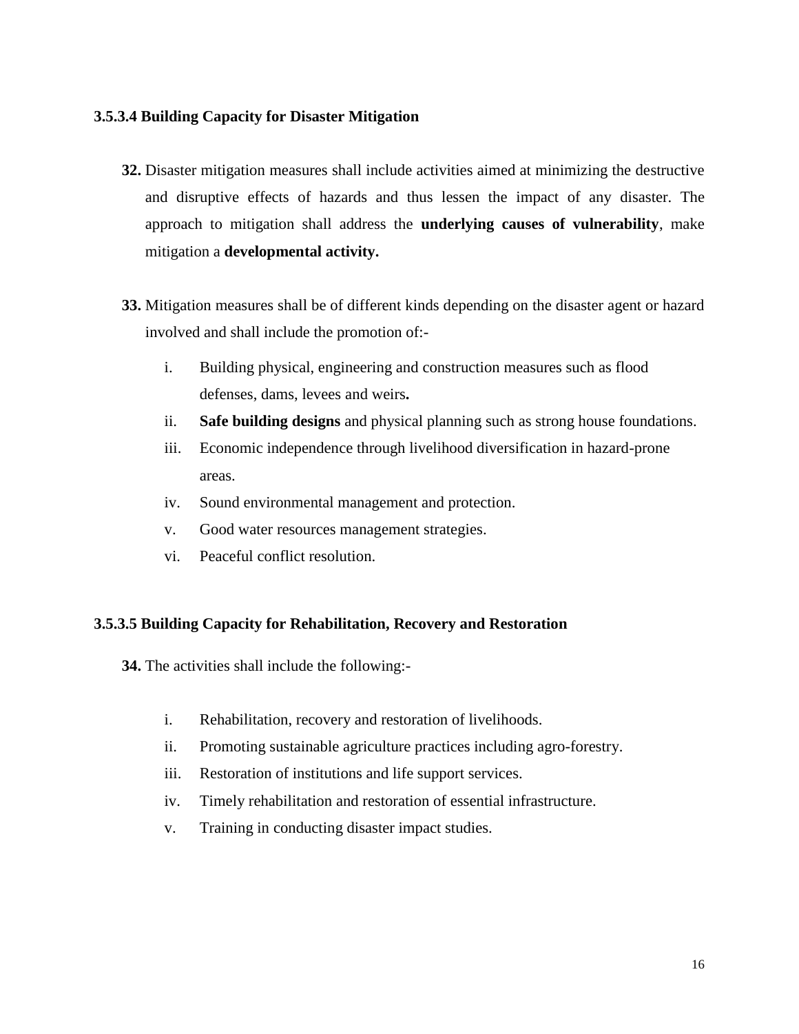#### 3.5.3.4 Building Capacity for Disaster Mitigation

**32.** Disaster mitigation measures shall include activities aimed at minimizing the destructive and disruptive effects of hazards and thus lessen the impact of any disaster. The approach to mitigation shall address the **underlying causes of vulnerability**, make mitigation a **developmental activity.**

**33.** Mitigation measures shall be of different kinds depending on the disaster agent or hazard involved and shall include the promotion of:-

i. Building physical, engineering and construction measures such as flood defenses, dams, levees and weirs**.**
ii. **Safe building designs** and physical planning such as strong house foundations.
iii. Economic independence through livelihood diversification in hazard-prone areas.
iv. Sound environmental management and protection.
v. Good water resources management strategies.
vi. Peaceful conflict resolution.

#### 3.5.3.5 Building Capacity for Rehabilitation, Recovery and Restoration

**34.** The activities shall include the following:-

i. Rehabilitation, recovery and restoration of livelihoods.
ii. Promoting sustainable agriculture practices including agro-forestry.
iii. Restoration of institutions and life support services.
iv. Timely rehabilitation and restoration of essential infrastructure.
v. Training in conducting disaster impact studies.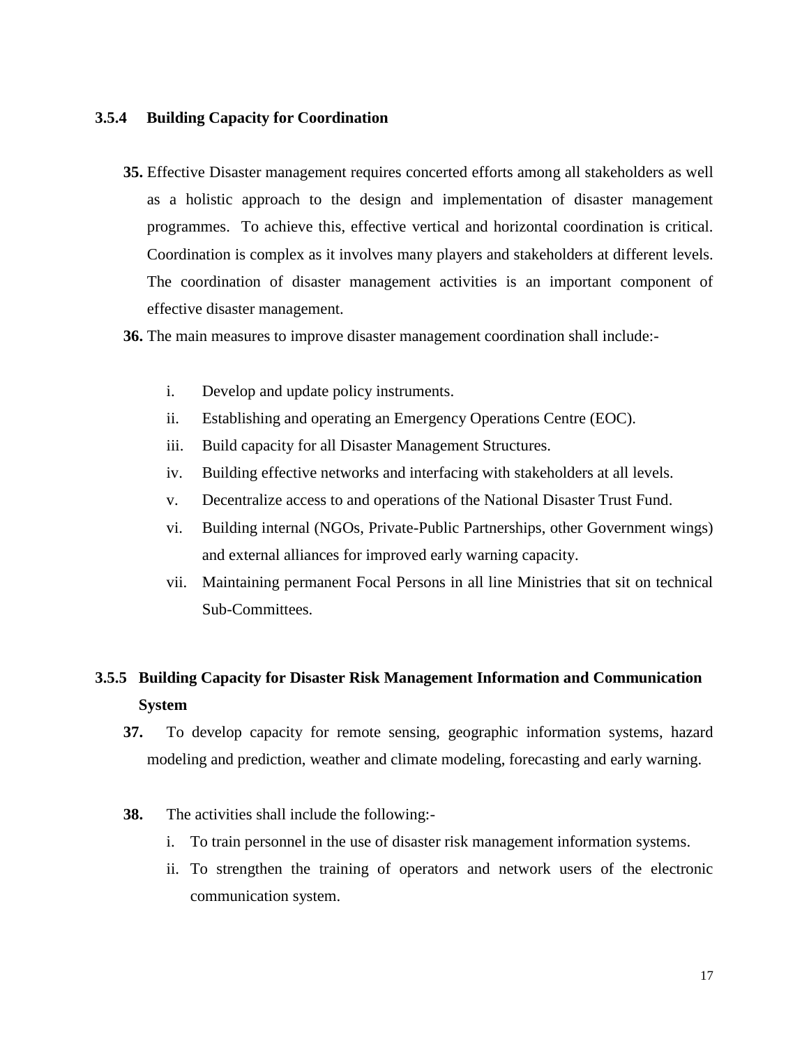### 3.5.4 Building Capacity for Coordination

**35.** Effective Disaster management requires concerted efforts among all stakeholders as well as a holistic approach to the design and implementation of disaster management programmes. To achieve this, effective vertical and horizontal coordination is critical. Coordination is complex as it involves many players and stakeholders at different levels. The coordination of disaster management activities is an important component of effective disaster management.

**36.** The main measures to improve disaster management coordination shall include:-

i. Develop and update policy instruments.

ii. Establishing and operating an Emergency Operations Centre (EOC).

iii. Build capacity for all Disaster Management Structures.

iv. Building effective networks and interfacing with stakeholders at all levels.

v. Decentralize access to and operations of the National Disaster Trust Fund.

vi. Building internal (NGOs, Private-Public Partnerships, other Government wings) and external alliances for improved early warning capacity.

vii. Maintaining permanent Focal Persons in all line Ministries that sit on technical Sub-Committees.

### 3.5.5 Building Capacity for Disaster Risk Management Information and Communication System

**37.** To develop capacity for remote sensing, geographic information systems, hazard modeling and prediction, weather and climate modeling, forecasting and early warning.

**38.** The activities shall include the following:-

i. To train personnel in the use of disaster risk management information systems.

ii. To strengthen the training of operators and network users of the electronic communication system.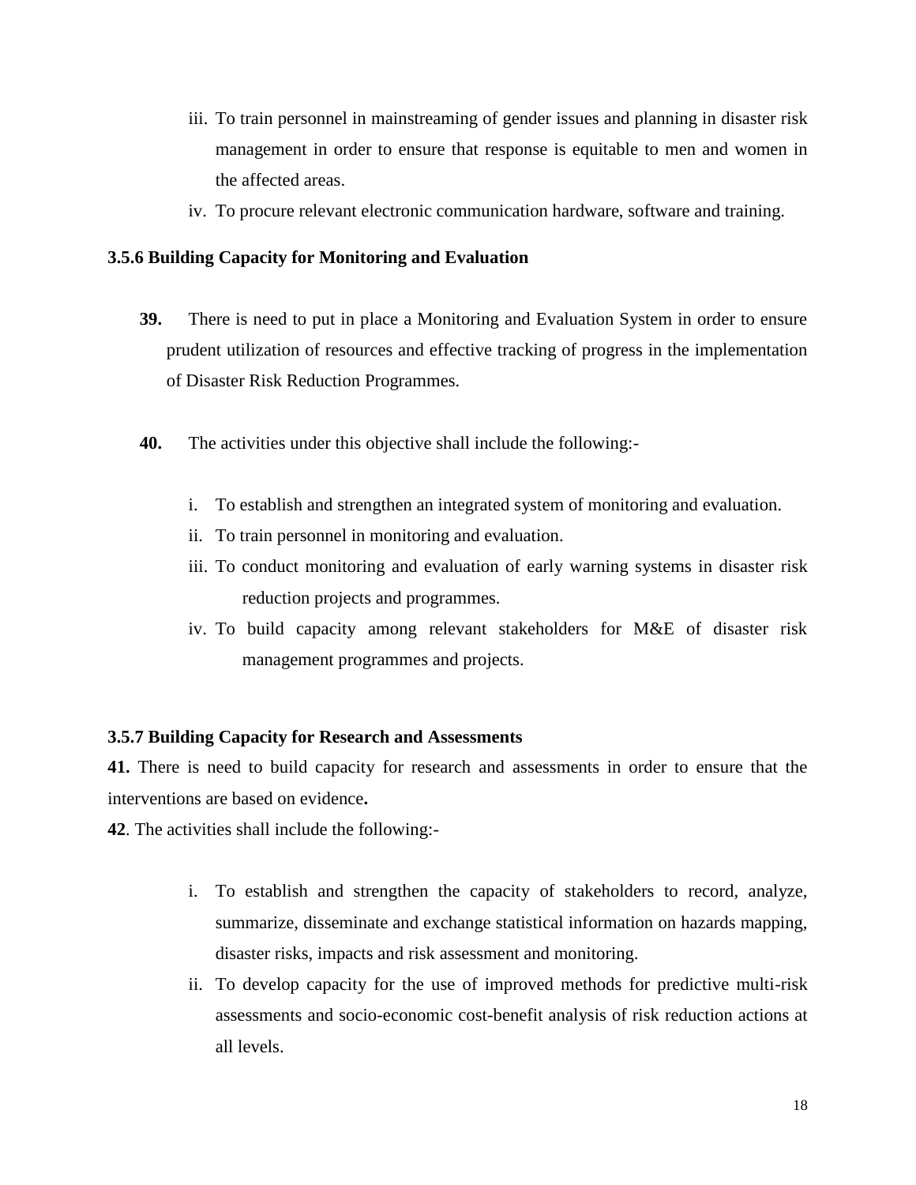iii. To train personnel in mainstreaming of gender issues and planning in disaster risk management in order to ensure that response is equitable to men and women in the affected areas.

iv. To procure relevant electronic communication hardware, software and training.

### 3.5.6 Building Capacity for Monitoring and Evaluation

**39.** There is need to put in place a Monitoring and Evaluation System in order to ensure prudent utilization of resources and effective tracking of progress in the implementation of Disaster Risk Reduction Programmes.

**40.** The activities under this objective shall include the following:-

i. To establish and strengthen an integrated system of monitoring and evaluation.

ii. To train personnel in monitoring and evaluation.

iii. To conduct monitoring and evaluation of early warning systems in disaster risk reduction projects and programmes.

iv. To build capacity among relevant stakeholders for M&E of disaster risk management programmes and projects.

### 3.5.7 Building Capacity for Research and Assessments

**41.** There is need to build capacity for research and assessments in order to ensure that the interventions are based on evidence**.**

**42**. The activities shall include the following:-

i. To establish and strengthen the capacity of stakeholders to record, analyze, summarize, disseminate and exchange statistical information on hazards mapping, disaster risks, impacts and risk assessment and monitoring.

ii. To develop capacity for the use of improved methods for predictive multi-risk assessments and socio-economic cost-benefit analysis of risk reduction actions at all levels.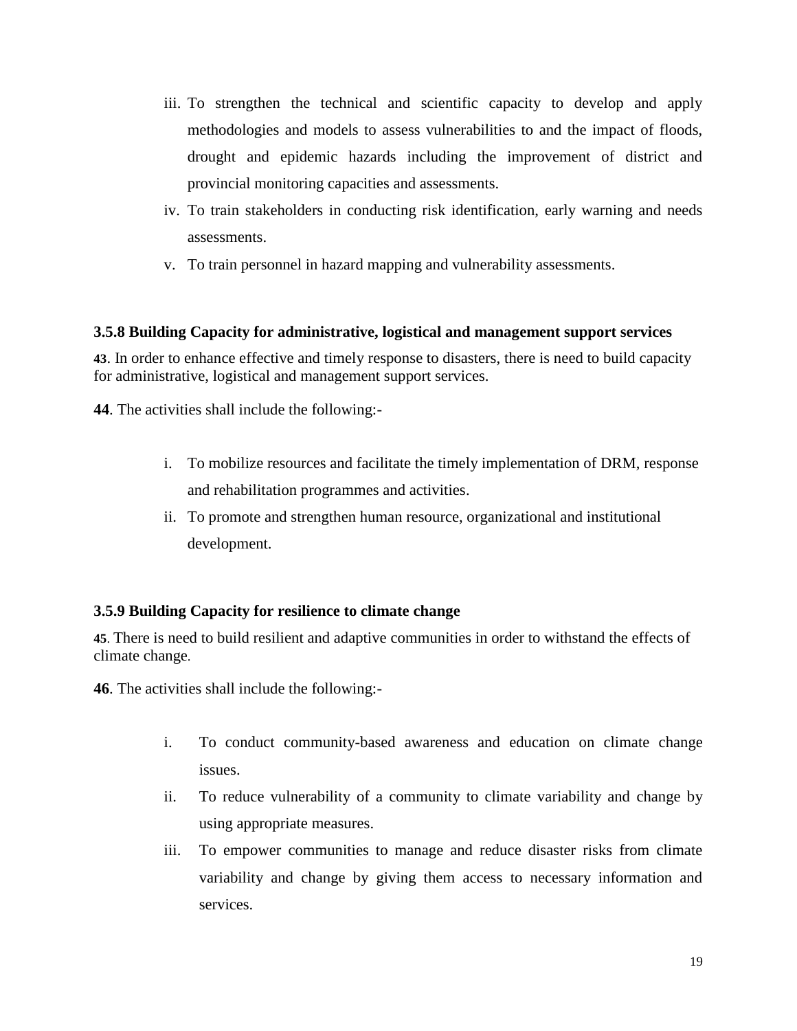iii. To strengthen the technical and scientific capacity to develop and apply methodologies and models to assess vulnerabilities to and the impact of floods, drought and epidemic hazards including the improvement of district and provincial monitoring capacities and assessments.
iv. To train stakeholders in conducting risk identification, early warning and needs assessments.
v. To train personnel in hazard mapping and vulnerability assessments.

### 3.5.8 Building Capacity for administrative, logistical and management support services

**43**. In order to enhance effective and timely response to disasters, there is need to build capacity for administrative, logistical and management support services.

**44**. The activities shall include the following:-

i. To mobilize resources and facilitate the timely implementation of DRM, response and rehabilitation programmes and activities.
ii. To promote and strengthen human resource, organizational and institutional development.

### 3.5.9 Building Capacity for resilience to climate change

**45**. There is need to build resilient and adaptive communities in order to withstand the effects of climate change.

**46**. The activities shall include the following:-

i. To conduct community-based awareness and education on climate change issues.
ii. To reduce vulnerability of a community to climate variability and change by using appropriate measures.
iii. To empower communities to manage and reduce disaster risks from climate variability and change by giving them access to necessary information and services.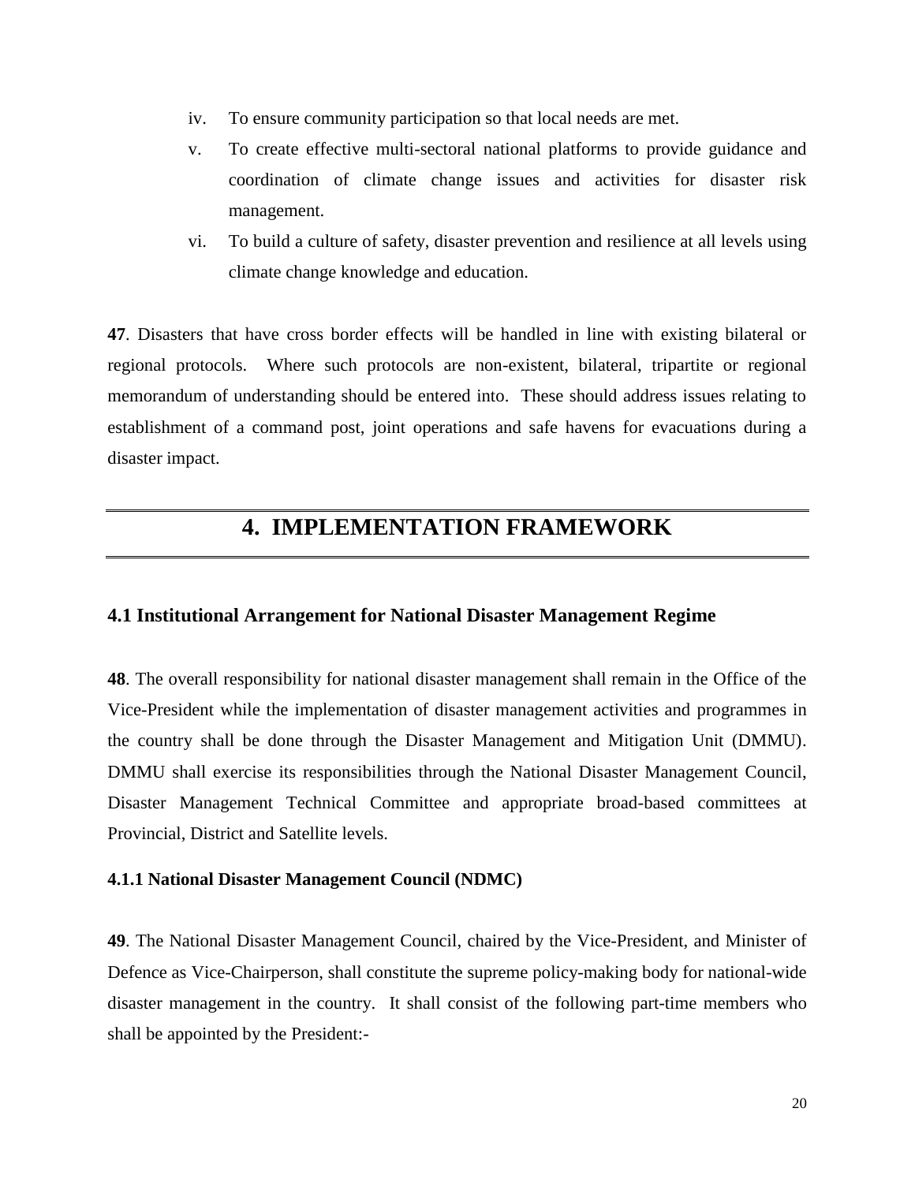iv. To ensure community participation so that local needs are met.

v. To create effective multi-sectoral national platforms to provide guidance and coordination of climate change issues and activities for disaster risk management.

vi. To build a culture of safety, disaster prevention and resilience at all levels using climate change knowledge and education.

**47**. Disasters that have cross border effects will be handled in line with existing bilateral or regional protocols. Where such protocols are non-existent, bilateral, tripartite or regional memorandum of understanding should be entered into. These should address issues relating to establishment of a command post, joint operations and safe havens for evacuations during a disaster impact.

# 4. IMPLEMENTATION FRAMEWORK

## 4.1 Institutional Arrangement for National Disaster Management Regime

**48**. The overall responsibility for national disaster management shall remain in the Office of the Vice-President while the implementation of disaster management activities and programmes in the country shall be done through the Disaster Management and Mitigation Unit (DMMU). DMMU shall exercise its responsibilities through the National Disaster Management Council, Disaster Management Technical Committee and appropriate broad-based committees at Provincial, District and Satellite levels.

### 4.1.1 National Disaster Management Council (NDMC)

**49**. The National Disaster Management Council, chaired by the Vice-President, and Minister of Defence as Vice-Chairperson, shall constitute the supreme policy-making body for national-wide disaster management in the country. It shall consist of the following part-time members who shall be appointed by the President:-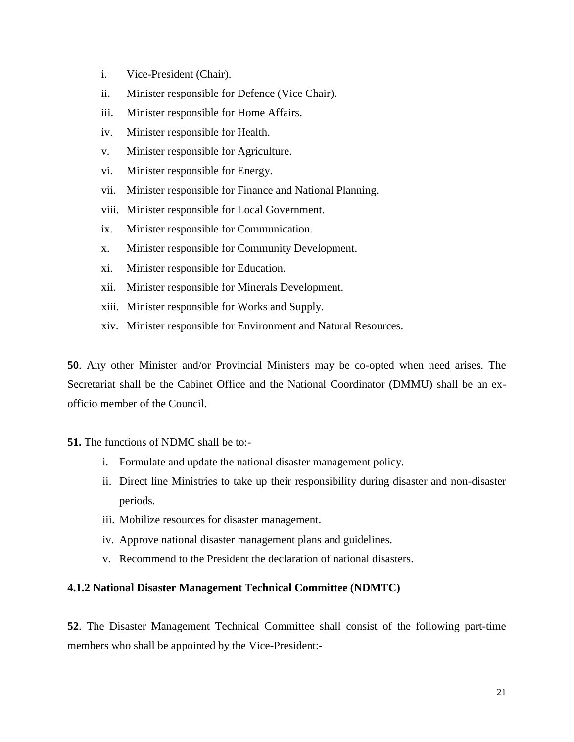i. Vice-President (Chair).
ii. Minister responsible for Defence (Vice Chair).
iii. Minister responsible for Home Affairs.
iv. Minister responsible for Health.
v. Minister responsible for Agriculture.
vi. Minister responsible for Energy.
vii. Minister responsible for Finance and National Planning.
viii. Minister responsible for Local Government.
ix. Minister responsible for Communication.
x. Minister responsible for Community Development.
xi. Minister responsible for Education.
xii. Minister responsible for Minerals Development.
xiii. Minister responsible for Works and Supply.
xiv. Minister responsible for Environment and Natural Resources.

**50**. Any other Minister and/or Provincial Ministers may be co-opted when need arises. The Secretariat shall be the Cabinet Office and the National Coordinator (DMMU) shall be an ex-officio member of the Council.

**51.** The functions of NDMC shall be to:-

i. Formulate and update the national disaster management policy.
ii. Direct line Ministries to take up their responsibility during disaster and non-disaster periods.
iii. Mobilize resources for disaster management.
iv. Approve national disaster management plans and guidelines.
v. Recommend to the President the declaration of national disasters.

### 4.1.2 National Disaster Management Technical Committee (NDMTC)

**52**. The Disaster Management Technical Committee shall consist of the following part-time members who shall be appointed by the Vice-President:-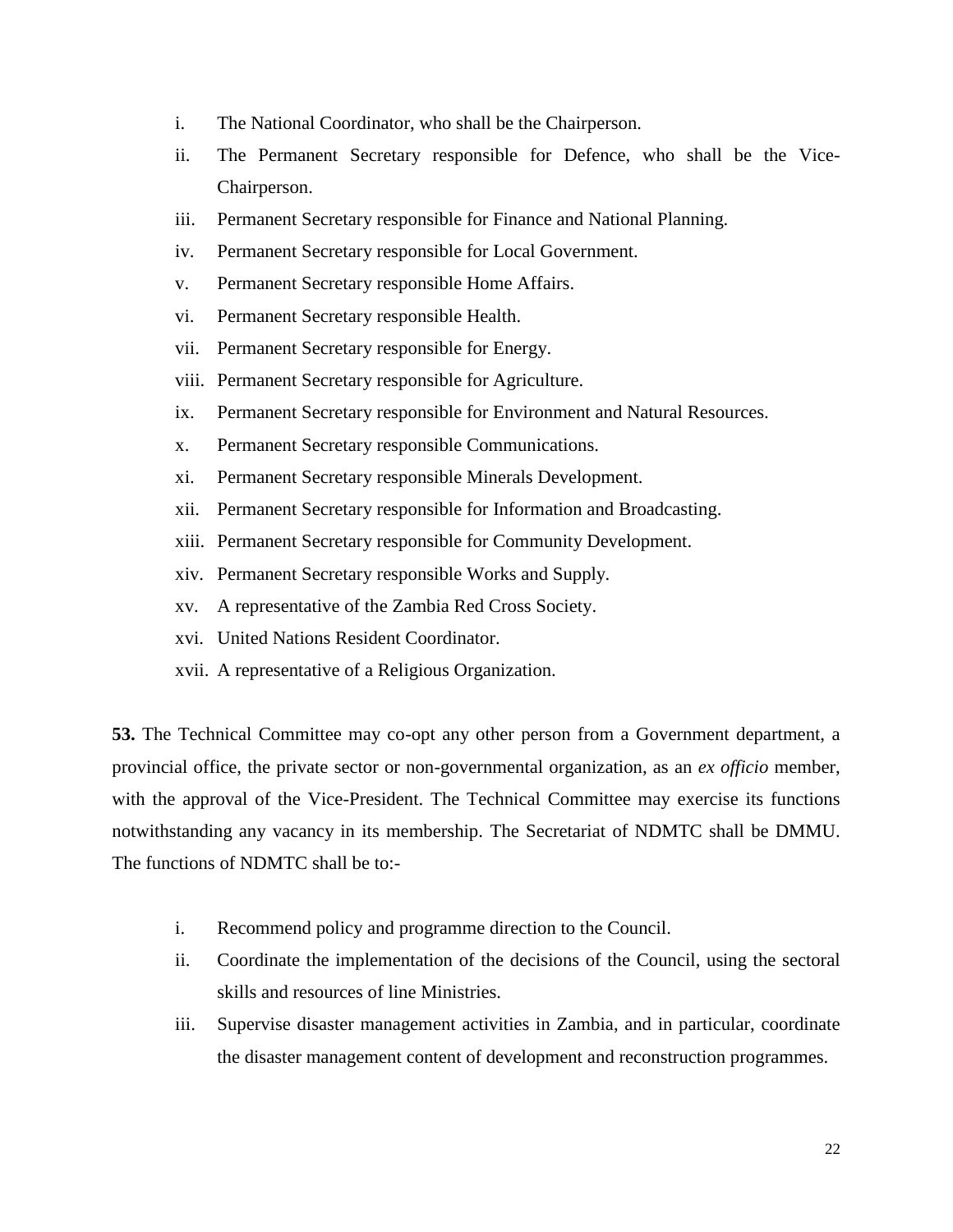i. The National Coordinator, who shall be the Chairperson.
ii. The Permanent Secretary responsible for Defence, who shall be the Vice-Chairperson.
iii. Permanent Secretary responsible for Finance and National Planning.
iv. Permanent Secretary responsible for Local Government.
v. Permanent Secretary responsible Home Affairs.
vi. Permanent Secretary responsible Health.
vii. Permanent Secretary responsible for Energy.
viii. Permanent Secretary responsible for Agriculture.
ix. Permanent Secretary responsible for Environment and Natural Resources.
x. Permanent Secretary responsible Communications.
xi. Permanent Secretary responsible Minerals Development.
xii. Permanent Secretary responsible for Information and Broadcasting.
xiii. Permanent Secretary responsible for Community Development.
xiv. Permanent Secretary responsible Works and Supply.
xv. A representative of the Zambia Red Cross Society.
xvi. United Nations Resident Coordinator.
xvii. A representative of a Religious Organization.

**53.** The Technical Committee may co-opt any other person from a Government department, a provincial office, the private sector or non-governmental organization, as an *ex officio* member, with the approval of the Vice-President. The Technical Committee may exercise its functions notwithstanding any vacancy in its membership. The Secretariat of NDMTC shall be DMMU. The functions of NDMTC shall be to:-

i. Recommend policy and programme direction to the Council.
ii. Coordinate the implementation of the decisions of the Council, using the sectoral skills and resources of line Ministries.
iii. Supervise disaster management activities in Zambia, and in particular, coordinate the disaster management content of development and reconstruction programmes.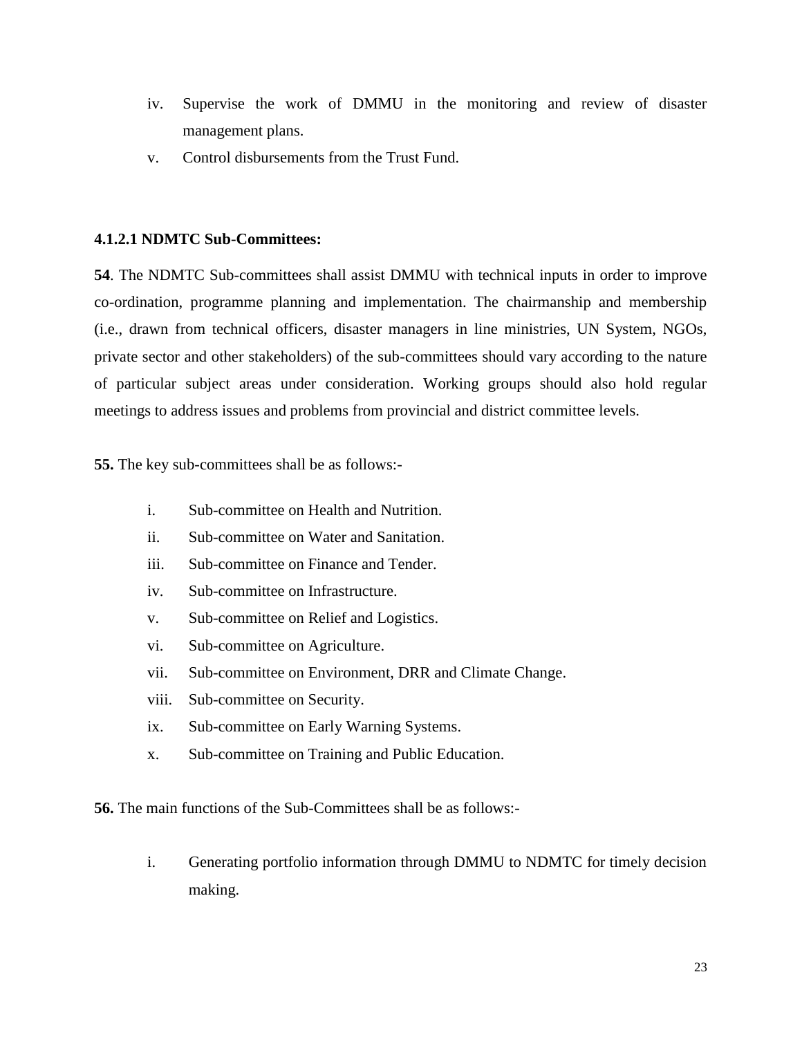iv. Supervise the work of DMMU in the monitoring and review of disaster management plans.

v. Control disbursements from the Trust Fund.

#### 4.1.2.1 NDMTC Sub-Committees:

**54**. The NDMTC Sub-committees shall assist DMMU with technical inputs in order to improve co-ordination, programme planning and implementation. The chairmanship and membership (i.e., drawn from technical officers, disaster managers in line ministries, UN System, NGOs, private sector and other stakeholders) of the sub-committees should vary according to the nature of particular subject areas under consideration. Working groups should also hold regular meetings to address issues and problems from provincial and district committee levels.

**55.** The key sub-committees shall be as follows:-

i. Sub-committee on Health and Nutrition.

ii. Sub-committee on Water and Sanitation.

iii. Sub-committee on Finance and Tender.

iv. Sub-committee on Infrastructure.

v. Sub-committee on Relief and Logistics.

vi. Sub-committee on Agriculture.

vii. Sub-committee on Environment, DRR and Climate Change.

viii. Sub-committee on Security.

ix. Sub-committee on Early Warning Systems.

x. Sub-committee on Training and Public Education.

**56.** The main functions of the Sub-Committees shall be as follows:-

i. Generating portfolio information through DMMU to NDMTC for timely decision making.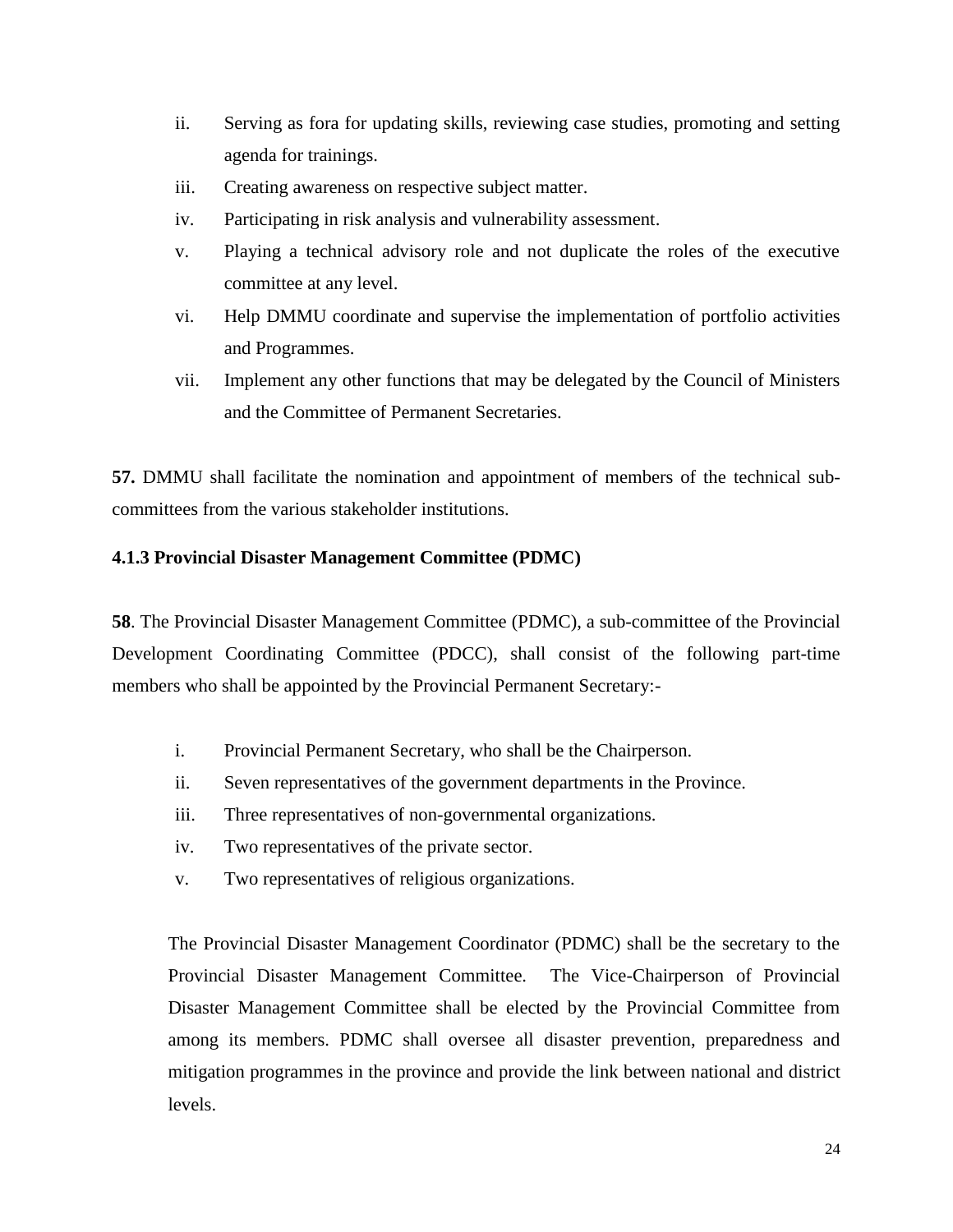ii. Serving as fora for updating skills, reviewing case studies, promoting and setting agenda for trainings.
iii. Creating awareness on respective subject matter.
iv. Participating in risk analysis and vulnerability assessment.
v. Playing a technical advisory role and not duplicate the roles of the executive committee at any level.
vi. Help DMMU coordinate and supervise the implementation of portfolio activities and Programmes.
vii. Implement any other functions that may be delegated by the Council of Ministers and the Committee of Permanent Secretaries.

**57.** DMMU shall facilitate the nomination and appointment of members of the technical sub-committees from the various stakeholder institutions.

### 4.1.3 Provincial Disaster Management Committee (PDMC)

**58**. The Provincial Disaster Management Committee (PDMC), a sub-committee of the Provincial Development Coordinating Committee (PDCC), shall consist of the following part-time members who shall be appointed by the Provincial Permanent Secretary:-

i. Provincial Permanent Secretary, who shall be the Chairperson.
ii. Seven representatives of the government departments in the Province.
iii. Three representatives of non-governmental organizations.
iv. Two representatives of the private sector.
v. Two representatives of religious organizations.

The Provincial Disaster Management Coordinator (PDMC) shall be the secretary to the Provincial Disaster Management Committee. The Vice-Chairperson of Provincial Disaster Management Committee shall be elected by the Provincial Committee from among its members. PDMC shall oversee all disaster prevention, preparedness and mitigation programmes in the province and provide the link between national and district levels.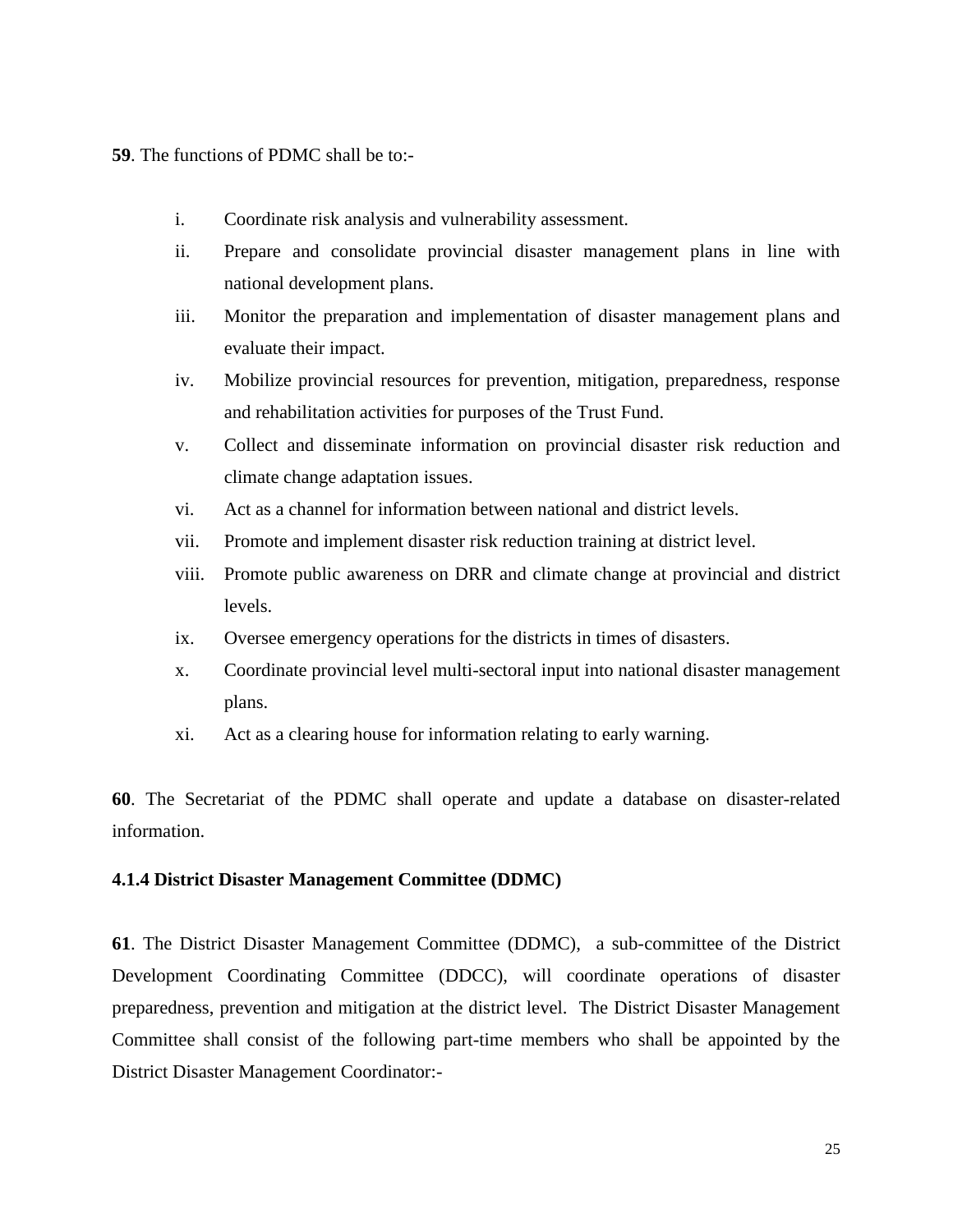**59**. The functions of PDMC shall be to:-

i. Coordinate risk analysis and vulnerability assessment.
ii. Prepare and consolidate provincial disaster management plans in line with national development plans.
iii. Monitor the preparation and implementation of disaster management plans and evaluate their impact.
iv. Mobilize provincial resources for prevention, mitigation, preparedness, response and rehabilitation activities for purposes of the Trust Fund.
v. Collect and disseminate information on provincial disaster risk reduction and climate change adaptation issues.
vi. Act as a channel for information between national and district levels.
vii. Promote and implement disaster risk reduction training at district level.
viii. Promote public awareness on DRR and climate change at provincial and district levels.
ix. Oversee emergency operations for the districts in times of disasters.
x. Coordinate provincial level multi-sectoral input into national disaster management plans.
xi. Act as a clearing house for information relating to early warning.

**60**. The Secretariat of the PDMC shall operate and update a database on disaster-related information.

#### 4.1.4 District Disaster Management Committee (DDMC)

**61**. The District Disaster Management Committee (DDMC), a sub-committee of the District Development Coordinating Committee (DDCC), will coordinate operations of disaster preparedness, prevention and mitigation at the district level. The District Disaster Management Committee shall consist of the following part-time members who shall be appointed by the District Disaster Management Coordinator:-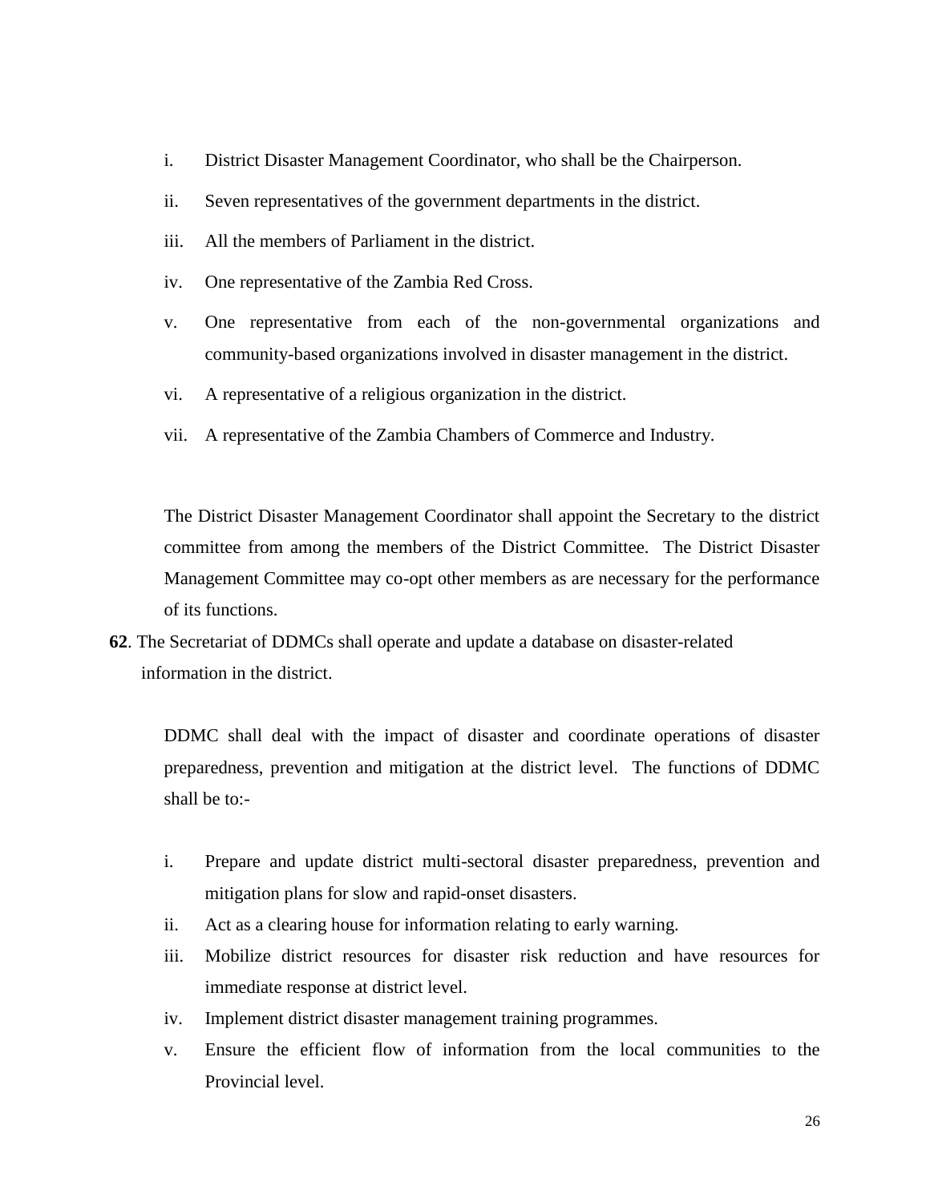i. District Disaster Management Coordinator, who shall be the Chairperson.
ii. Seven representatives of the government departments in the district.
iii. All the members of Parliament in the district.
iv. One representative of the Zambia Red Cross.
v. One representative from each of the non-governmental organizations and community-based organizations involved in disaster management in the district.
vi. A representative of a religious organization in the district.
vii. A representative of the Zambia Chambers of Commerce and Industry.

The District Disaster Management Coordinator shall appoint the Secretary to the district committee from among the members of the District Committee. The District Disaster Management Committee may co-opt other members as are necessary for the performance of its functions.

**62**. The Secretariat of DDMCs shall operate and update a database on disaster-related information in the district.

DDMC shall deal with the impact of disaster and coordinate operations of disaster preparedness, prevention and mitigation at the district level. The functions of DDMC shall be to:-

i. Prepare and update district multi-sectoral disaster preparedness, prevention and mitigation plans for slow and rapid-onset disasters.
ii. Act as a clearing house for information relating to early warning.
iii. Mobilize district resources for disaster risk reduction and have resources for immediate response at district level.
iv. Implement district disaster management training programmes.
v. Ensure the efficient flow of information from the local communities to the Provincial level.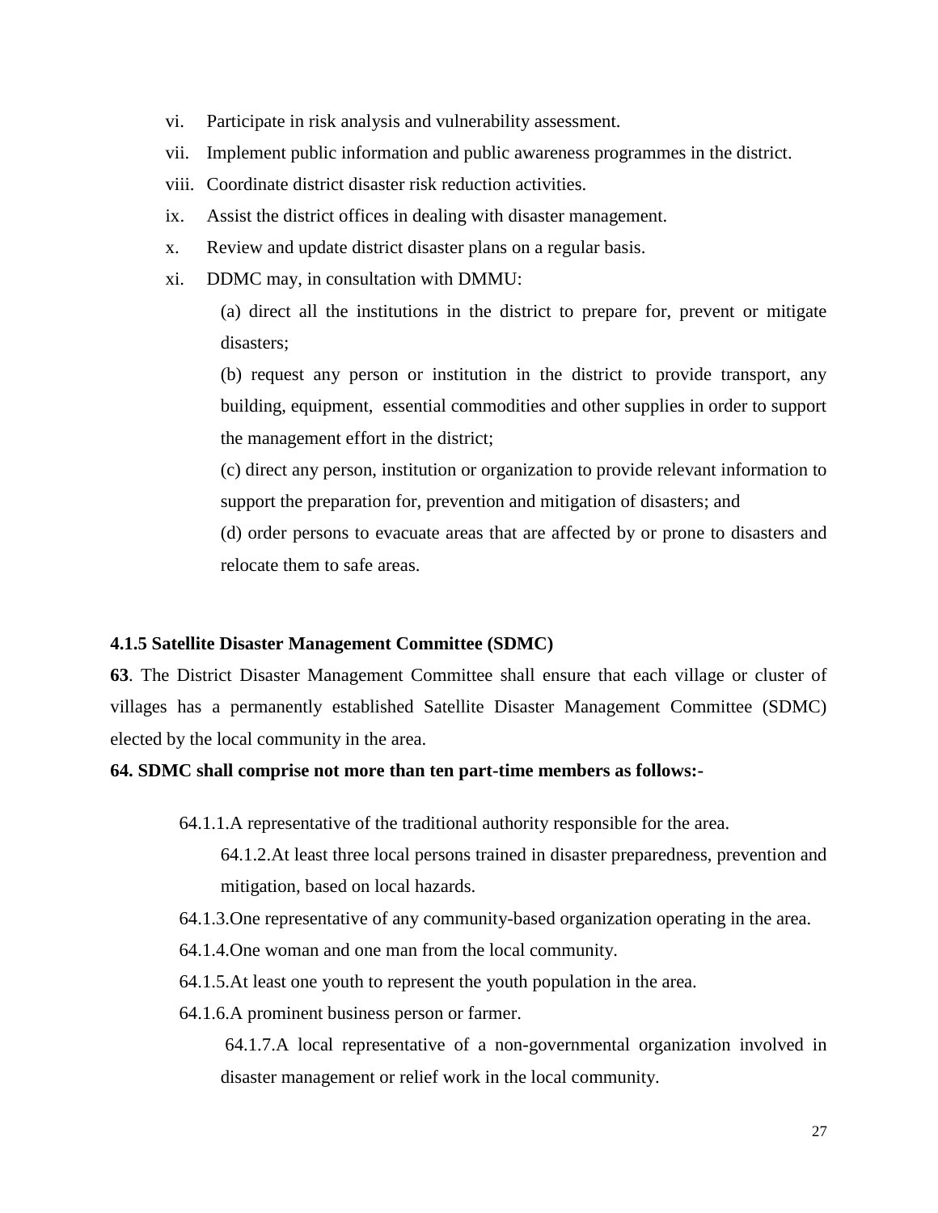vi. Participate in risk analysis and vulnerability assessment.

vii. Implement public information and public awareness programmes in the district.

viii. Coordinate district disaster risk reduction activities.

ix. Assist the district offices in dealing with disaster management.

x. Review and update district disaster plans on a regular basis.

xi. DDMC may, in consultation with DMMU:

(a) direct all the institutions in the district to prepare for, prevent or mitigate disasters;

(b) request any person or institution in the district to provide transport, any building, equipment, essential commodities and other supplies in order to support the management effort in the district;

(c) direct any person, institution or organization to provide relevant information to support the preparation for, prevention and mitigation of disasters; and

(d) order persons to evacuate areas that are affected by or prone to disasters and relocate them to safe areas.

**4.1.5 Satellite Disaster Management Committee (SDMC)**

**63**. The District Disaster Management Committee shall ensure that each village or cluster of villages has a permanently established Satellite Disaster Management Committee (SDMC) elected by the local community in the area.

**64. SDMC shall comprise not more than ten part-time members as follows:-**

64.1.1.A representative of the traditional authority responsible for the area.

64.1.2.At least three local persons trained in disaster preparedness, prevention and mitigation, based on local hazards.

64.1.3.One representative of any community-based organization operating in the area.

64.1.4.One woman and one man from the local community.

64.1.5.At least one youth to represent the youth population in the area.

64.1.6.A prominent business person or farmer.

64.1.7.A local representative of a non-governmental organization involved in disaster management or relief work in the local community.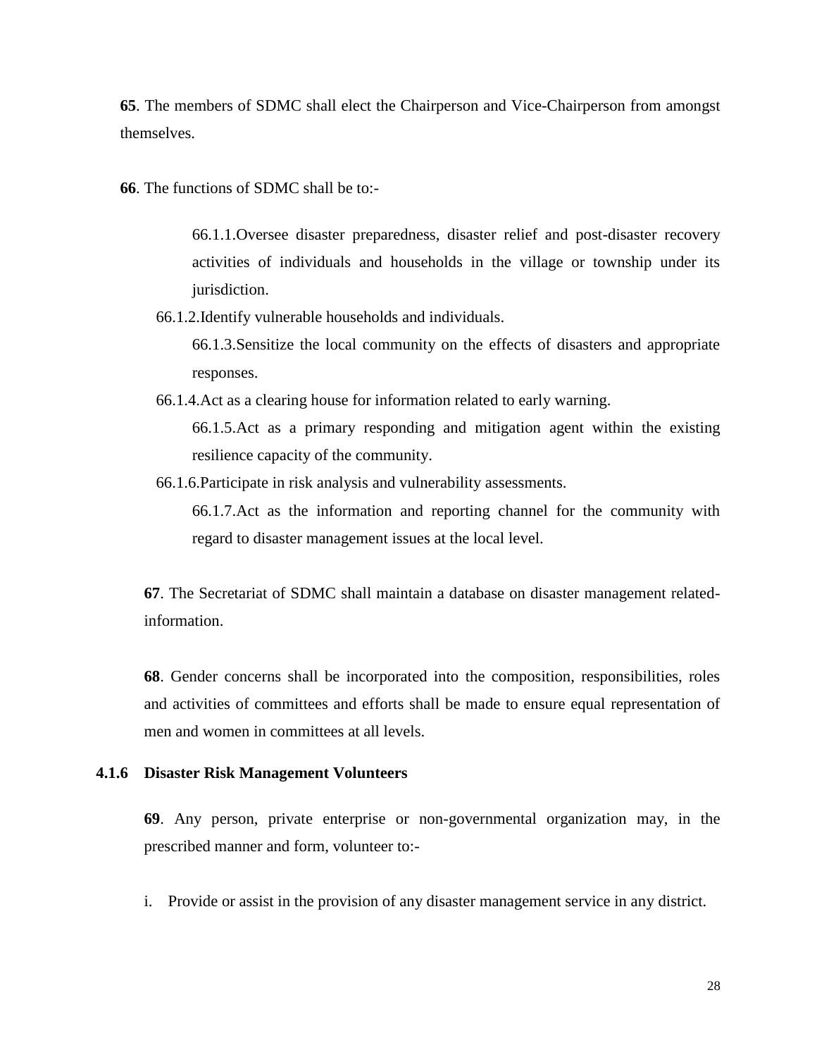**65**. The members of SDMC shall elect the Chairperson and Vice-Chairperson from amongst themselves.

**66**. The functions of SDMC shall be to:-

66.1.1. Oversee disaster preparedness, disaster relief and post-disaster recovery activities of individuals and households in the village or township under its jurisdiction.

66.1.2. Identify vulnerable households and individuals.

66.1.3. Sensitize the local community on the effects of disasters and appropriate responses.

66.1.4. Act as a clearing house for information related to early warning.

66.1.5. Act as a primary responding and mitigation agent within the existing resilience capacity of the community.

66.1.6. Participate in risk analysis and vulnerability assessments.

66.1.7. Act as the information and reporting channel for the community with regard to disaster management issues at the local level.

**67**. The Secretariat of SDMC shall maintain a database on disaster management related-information.

**68**. Gender concerns shall be incorporated into the composition, responsibilities, roles and activities of committees and efforts shall be made to ensure equal representation of men and women in committees at all levels.

### 4.1.6 Disaster Risk Management Volunteers

**69**. Any person, private enterprise or non-governmental organization may, in the prescribed manner and form, volunteer to:-

i. Provide or assist in the provision of any disaster management service in any district.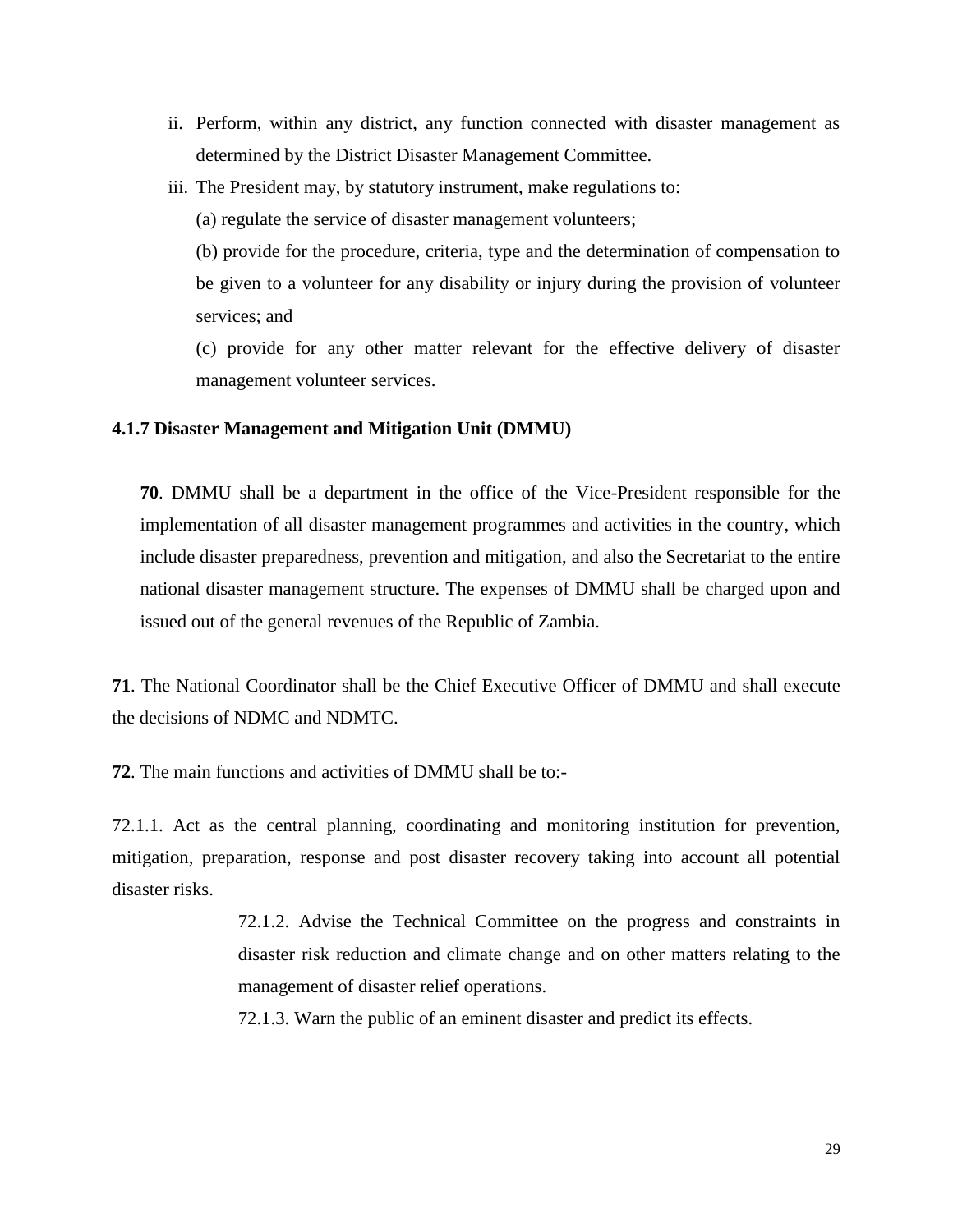ii. Perform, within any district, any function connected with disaster management as determined by the District Disaster Management Committee.

iii. The President may, by statutory instrument, make regulations to:

(a) regulate the service of disaster management volunteers;

(b) provide for the procedure, criteria, type and the determination of compensation to be given to a volunteer for any disability or injury during the provision of volunteer services; and

(c) provide for any other matter relevant for the effective delivery of disaster management volunteer services.

### 4.1.7 Disaster Management and Mitigation Unit (DMMU)

**70**. DMMU shall be a department in the office of the Vice-President responsible for the implementation of all disaster management programmes and activities in the country, which include disaster preparedness, prevention and mitigation, and also the Secretariat to the entire national disaster management structure. The expenses of DMMU shall be charged upon and issued out of the general revenues of the Republic of Zambia.

**71**. The National Coordinator shall be the Chief Executive Officer of DMMU and shall execute the decisions of NDMC and NDMTC.

**72**. The main functions and activities of DMMU shall be to:-

72.1.1. Act as the central planning, coordinating and monitoring institution for prevention, mitigation, preparation, response and post disaster recovery taking into account all potential disaster risks.

72.1.2. Advise the Technical Committee on the progress and constraints in disaster risk reduction and climate change and on other matters relating to the management of disaster relief operations.

72.1.3. Warn the public of an eminent disaster and predict its effects.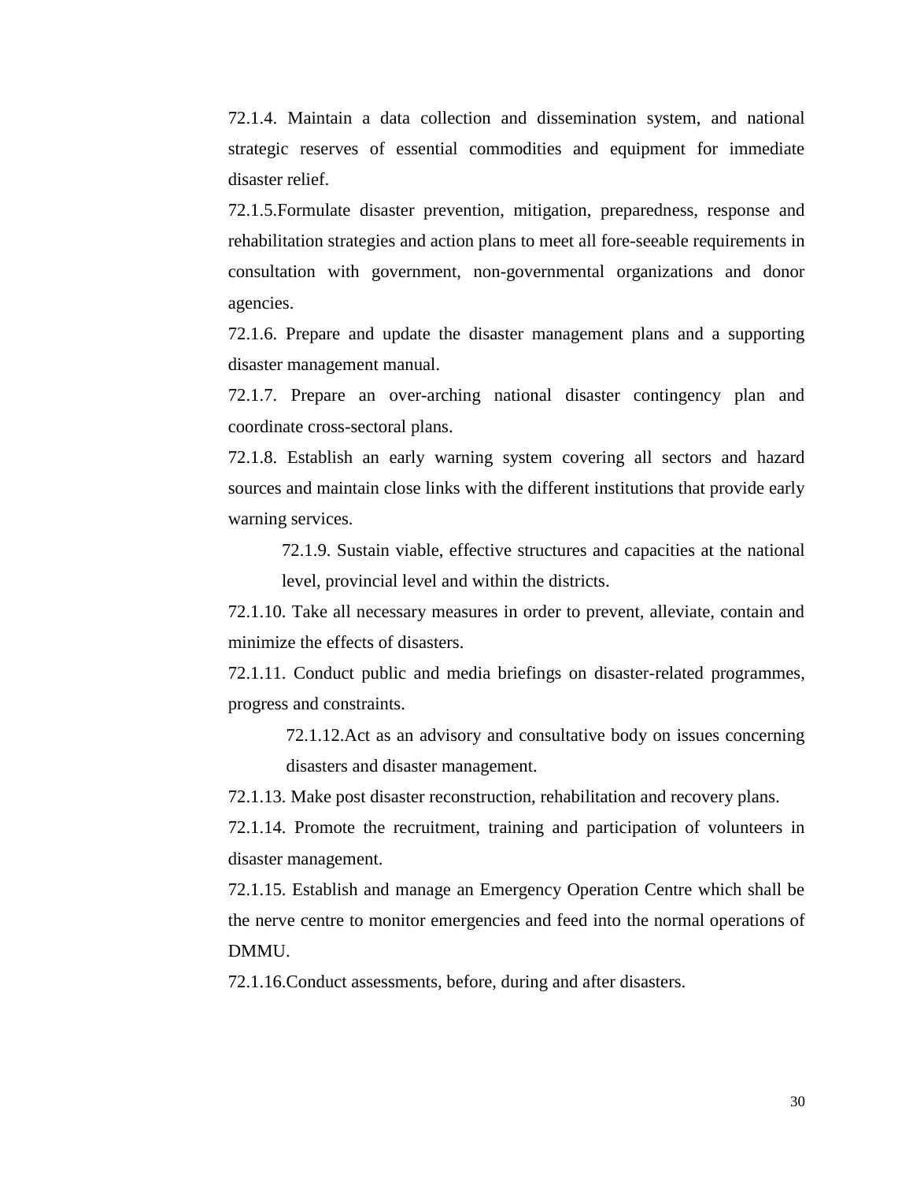72.1.4. Maintain a data collection and dissemination system, and national strategic reserves of essential commodities and equipment for immediate disaster relief.

72.1.5.Formulate disaster prevention, mitigation, preparedness, response and rehabilitation strategies and action plans to meet all fore-seeable requirements in consultation with government, non-governmental organizations and donor agencies.

72.1.6. Prepare and update the disaster management plans and a supporting disaster management manual.

72.1.7. Prepare an over-arching national disaster contingency plan and coordinate cross-sectoral plans.

72.1.8. Establish an early warning system covering all sectors and hazard sources and maintain close links with the different institutions that provide early warning services.

72.1.9. Sustain viable, effective structures and capacities at the national level, provincial level and within the districts.

72.1.10. Take all necessary measures in order to prevent, alleviate, contain and minimize the effects of disasters.

72.1.11. Conduct public and media briefings on disaster-related programmes, progress and constraints.

72.1.12.Act as an advisory and consultative body on issues concerning disasters and disaster management.

72.1.13. Make post disaster reconstruction, rehabilitation and recovery plans.

72.1.14. Promote the recruitment, training and participation of volunteers in disaster management.

72.1.15. Establish and manage an Emergency Operation Centre which shall be the nerve centre to monitor emergencies and feed into the normal operations of DMMU.

72.1.16.Conduct assessments, before, during and after disasters.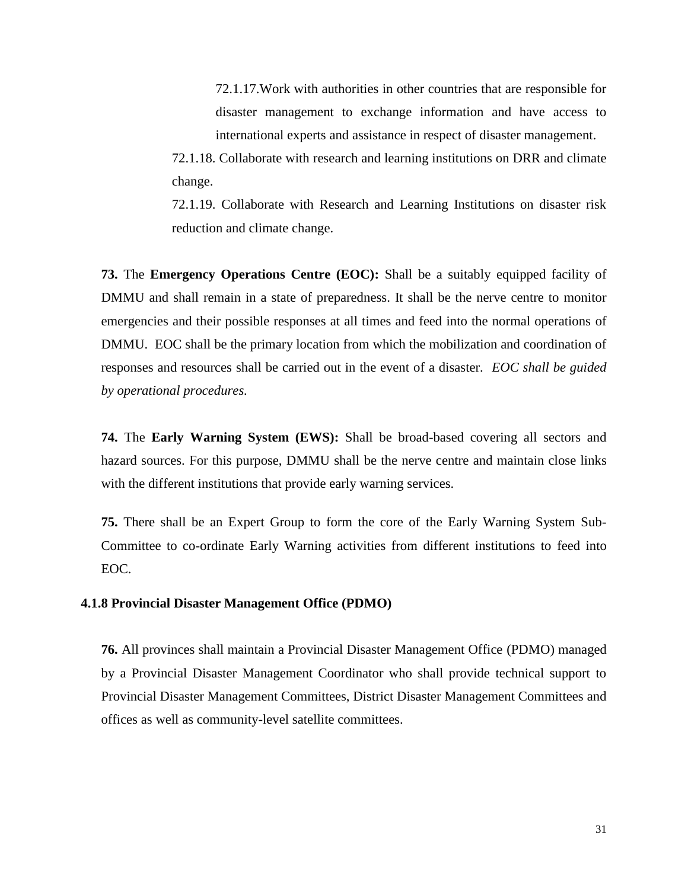72.1.17.Work with authorities in other countries that are responsible for disaster management to exchange information and have access to international experts and assistance in respect of disaster management.

72.1.18. Collaborate with research and learning institutions on DRR and climate change.

72.1.19. Collaborate with Research and Learning Institutions on disaster risk reduction and climate change.

**73.** The **Emergency Operations Centre (EOC):** Shall be a suitably equipped facility of DMMU and shall remain in a state of preparedness. It shall be the nerve centre to monitor emergencies and their possible responses at all times and feed into the normal operations of DMMU. EOC shall be the primary location from which the mobilization and coordination of responses and resources shall be carried out in the event of a disaster. *EOC shall be guided by operational procedures.*

**74.** The **Early Warning System (EWS):** Shall be broad-based covering all sectors and hazard sources. For this purpose, DMMU shall be the nerve centre and maintain close links with the different institutions that provide early warning services.

**75.** There shall be an Expert Group to form the core of the Early Warning System Sub-Committee to co-ordinate Early Warning activities from different institutions to feed into EOC.

### 4.1.8 Provincial Disaster Management Office (PDMO)

**76.** All provinces shall maintain a Provincial Disaster Management Office (PDMO) managed by a Provincial Disaster Management Coordinator who shall provide technical support to Provincial Disaster Management Committees, District Disaster Management Committees and offices as well as community-level satellite committees.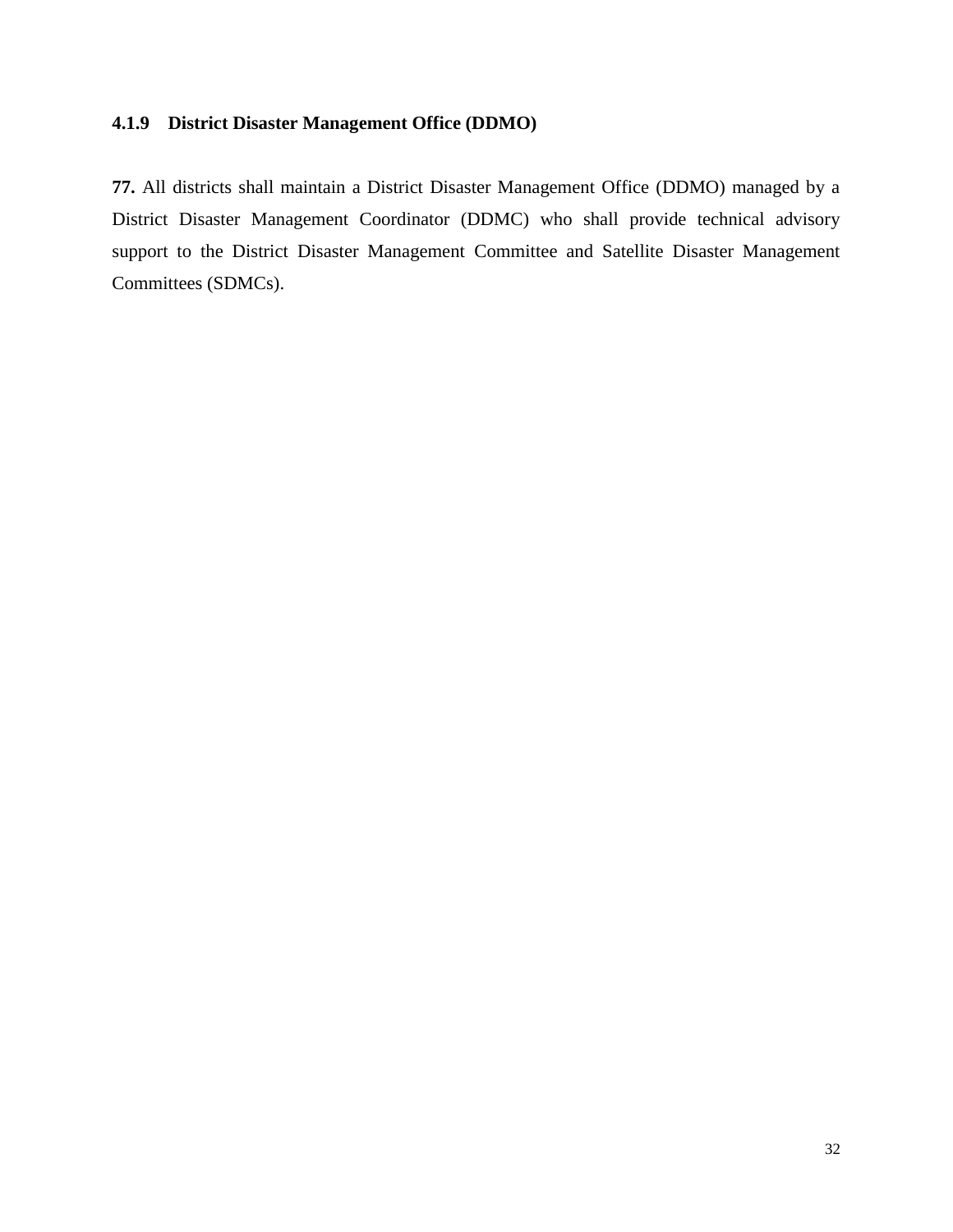#### 4.1.9 District Disaster Management Office (DDMO)

**77.** All districts shall maintain a District Disaster Management Office (DDMO) managed by a District Disaster Management Coordinator (DDMC) who shall provide technical advisory support to the District Disaster Management Committee and Satellite Disaster Management Committees (SDMCs).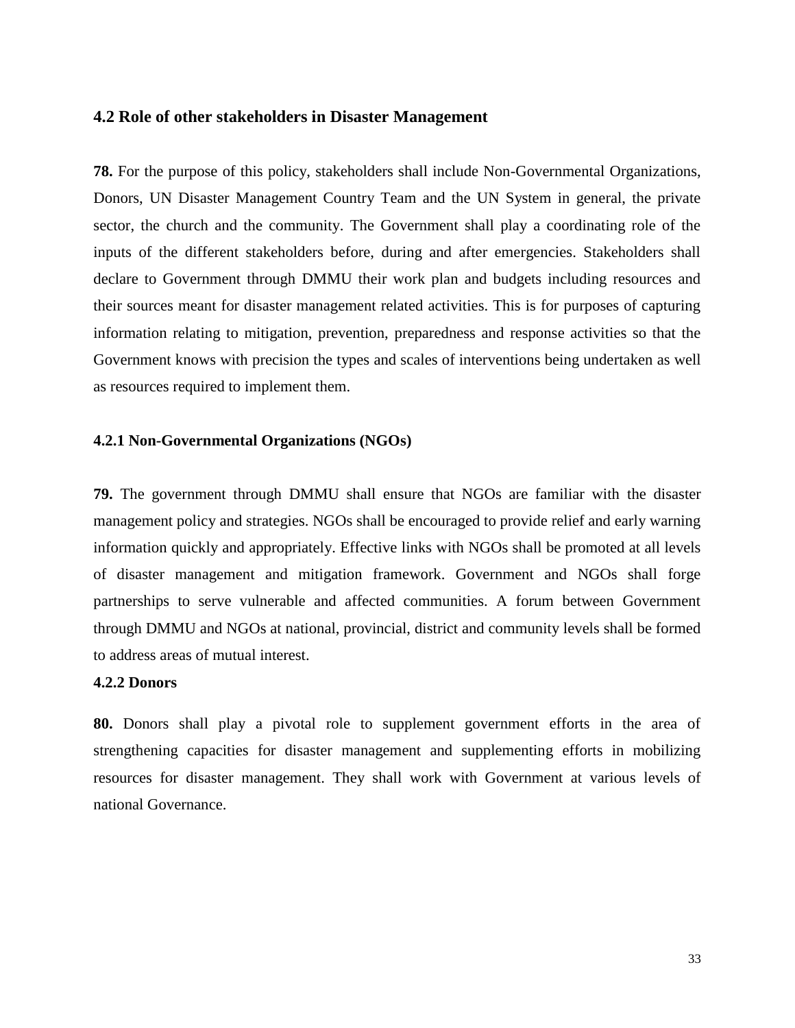## 4.2 Role of other stakeholders in Disaster Management

**78.** For the purpose of this policy, stakeholders shall include Non-Governmental Organizations, Donors, UN Disaster Management Country Team and the UN System in general, the private sector, the church and the community. The Government shall play a coordinating role of the inputs of the different stakeholders before, during and after emergencies. Stakeholders shall declare to Government through DMMU their work plan and budgets including resources and their sources meant for disaster management related activities. This is for purposes of capturing information relating to mitigation, prevention, preparedness and response activities so that the Government knows with precision the types and scales of interventions being undertaken as well as resources required to implement them.

### 4.2.1 Non-Governmental Organizations (NGOs)

**79.** The government through DMMU shall ensure that NGOs are familiar with the disaster management policy and strategies. NGOs shall be encouraged to provide relief and early warning information quickly and appropriately. Effective links with NGOs shall be promoted at all levels of disaster management and mitigation framework. Government and NGOs shall forge partnerships to serve vulnerable and affected communities. A forum between Government through DMMU and NGOs at national, provincial, district and community levels shall be formed to address areas of mutual interest.

### 4.2.2 Donors

**80.** Donors shall play a pivotal role to supplement government efforts in the area of strengthening capacities for disaster management and supplementing efforts in mobilizing resources for disaster management. They shall work with Government at various levels of national Governance.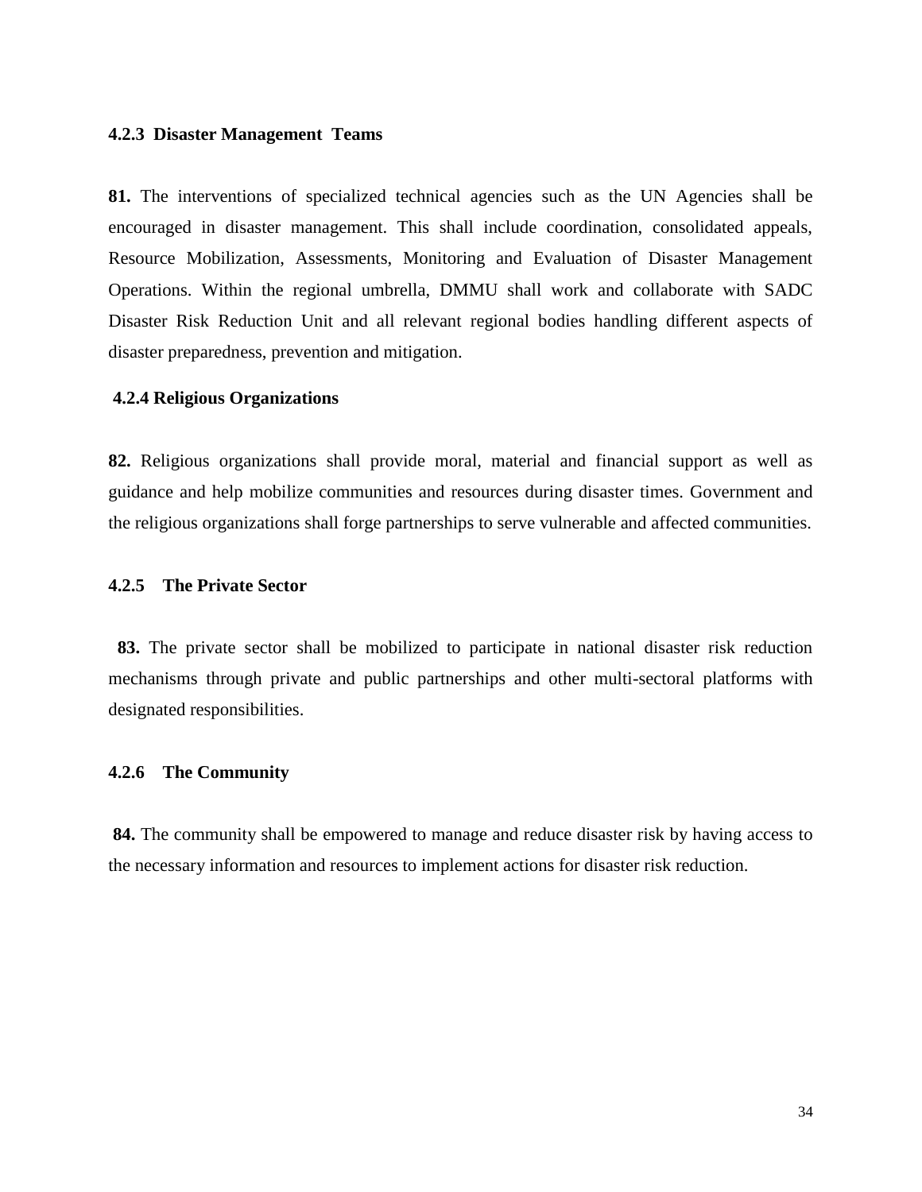#### 4.2.3 Disaster Management Teams

**81.** The interventions of specialized technical agencies such as the UN Agencies shall be encouraged in disaster management. This shall include coordination, consolidated appeals, Resource Mobilization, Assessments, Monitoring and Evaluation of Disaster Management Operations. Within the regional umbrella, DMMU shall work and collaborate with SADC Disaster Risk Reduction Unit and all relevant regional bodies handling different aspects of disaster preparedness, prevention and mitigation.

#### 4.2.4 Religious Organizations

**82.** Religious organizations shall provide moral, material and financial support as well as guidance and help mobilize communities and resources during disaster times. Government and the religious organizations shall forge partnerships to serve vulnerable and affected communities.

#### 4.2.5 The Private Sector

**83.** The private sector shall be mobilized to participate in national disaster risk reduction mechanisms through private and public partnerships and other multi-sectoral platforms with designated responsibilities.

#### 4.2.6 The Community

**84.** The community shall be empowered to manage and reduce disaster risk by having access to the necessary information and resources to implement actions for disaster risk reduction.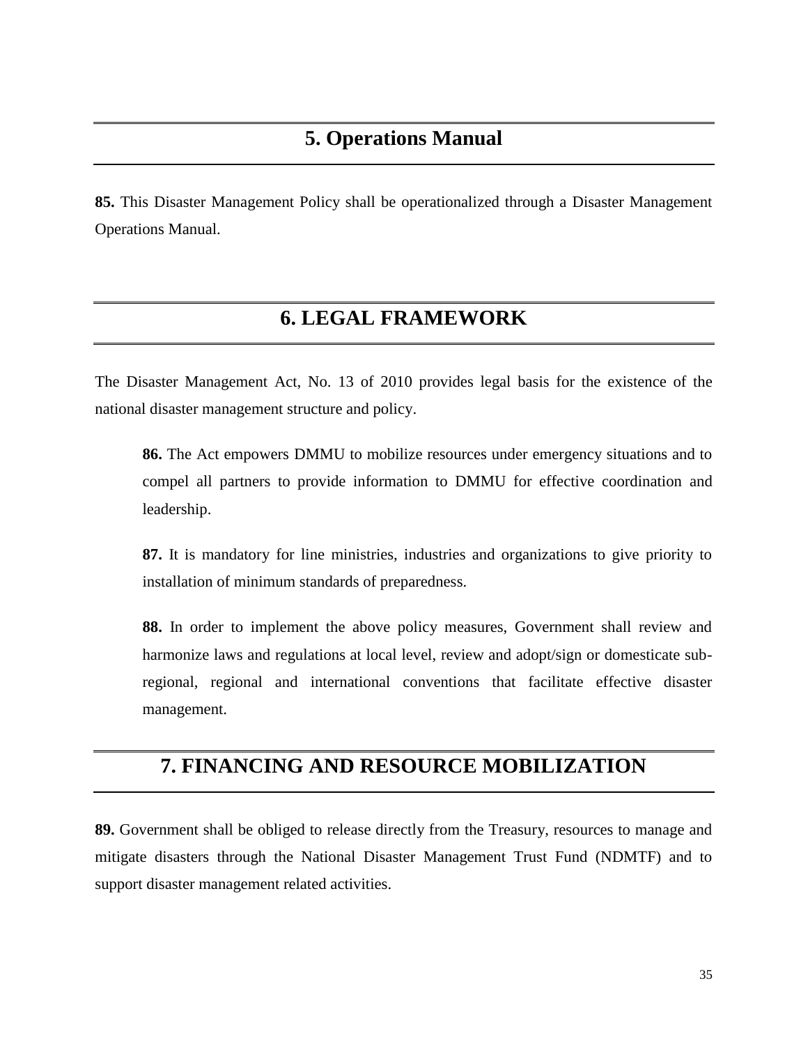## 5. Operations Manual

**85.** This Disaster Management Policy shall be operationalized through a Disaster Management Operations Manual.

## 6. LEGAL FRAMEWORK

The Disaster Management Act, No. 13 of 2010 provides legal basis for the existence of the national disaster management structure and policy.

**86.** The Act empowers DMMU to mobilize resources under emergency situations and to compel all partners to provide information to DMMU for effective coordination and leadership.

**87.** It is mandatory for line ministries, industries and organizations to give priority to installation of minimum standards of preparedness.

**88.** In order to implement the above policy measures, Government shall review and harmonize laws and regulations at local level, review and adopt/sign or domesticate sub-regional, regional and international conventions that facilitate effective disaster management.

## 7. FINANCING AND RESOURCE MOBILIZATION

**89.** Government shall be obliged to release directly from the Treasury, resources to manage and mitigate disasters through the National Disaster Management Trust Fund (NDMTF) and to support disaster management related activities.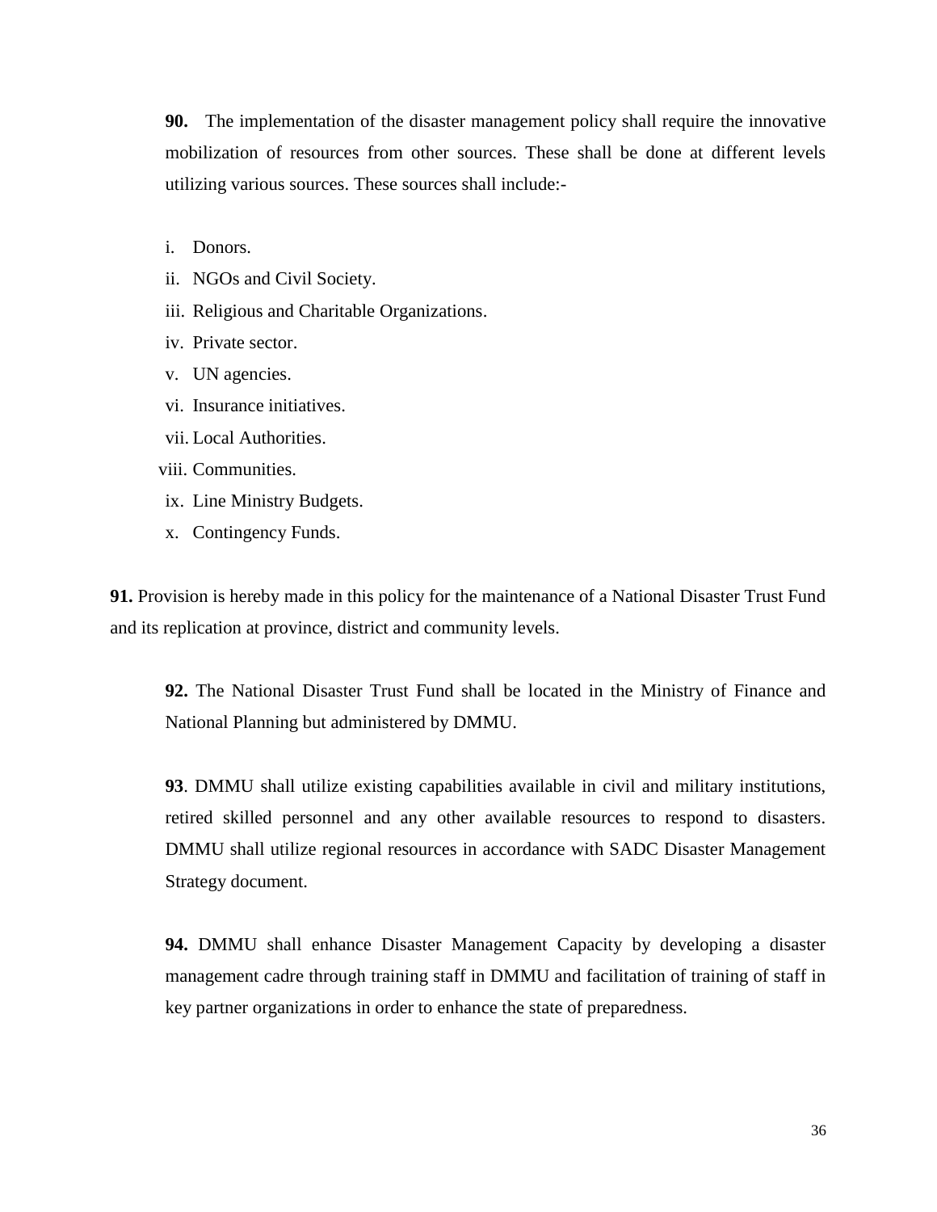**90.** The implementation of the disaster management policy shall require the innovative mobilization of resources from other sources. These shall be done at different levels utilizing various sources. These sources shall include:-

i. Donors.
ii. NGOs and Civil Society.
iii. Religious and Charitable Organizations.
iv. Private sector.
v. UN agencies.
vi. Insurance initiatives.
vii. Local Authorities.
viii. Communities.
ix. Line Ministry Budgets.
x. Contingency Funds.

**91.** Provision is hereby made in this policy for the maintenance of a National Disaster Trust Fund and its replication at province, district and community levels.

**92.** The National Disaster Trust Fund shall be located in the Ministry of Finance and National Planning but administered by DMMU.

**93**. DMMU shall utilize existing capabilities available in civil and military institutions, retired skilled personnel and any other available resources to respond to disasters. DMMU shall utilize regional resources in accordance with SADC Disaster Management Strategy document.

**94.** DMMU shall enhance Disaster Management Capacity by developing a disaster management cadre through training staff in DMMU and facilitation of training of staff in key partner organizations in order to enhance the state of preparedness.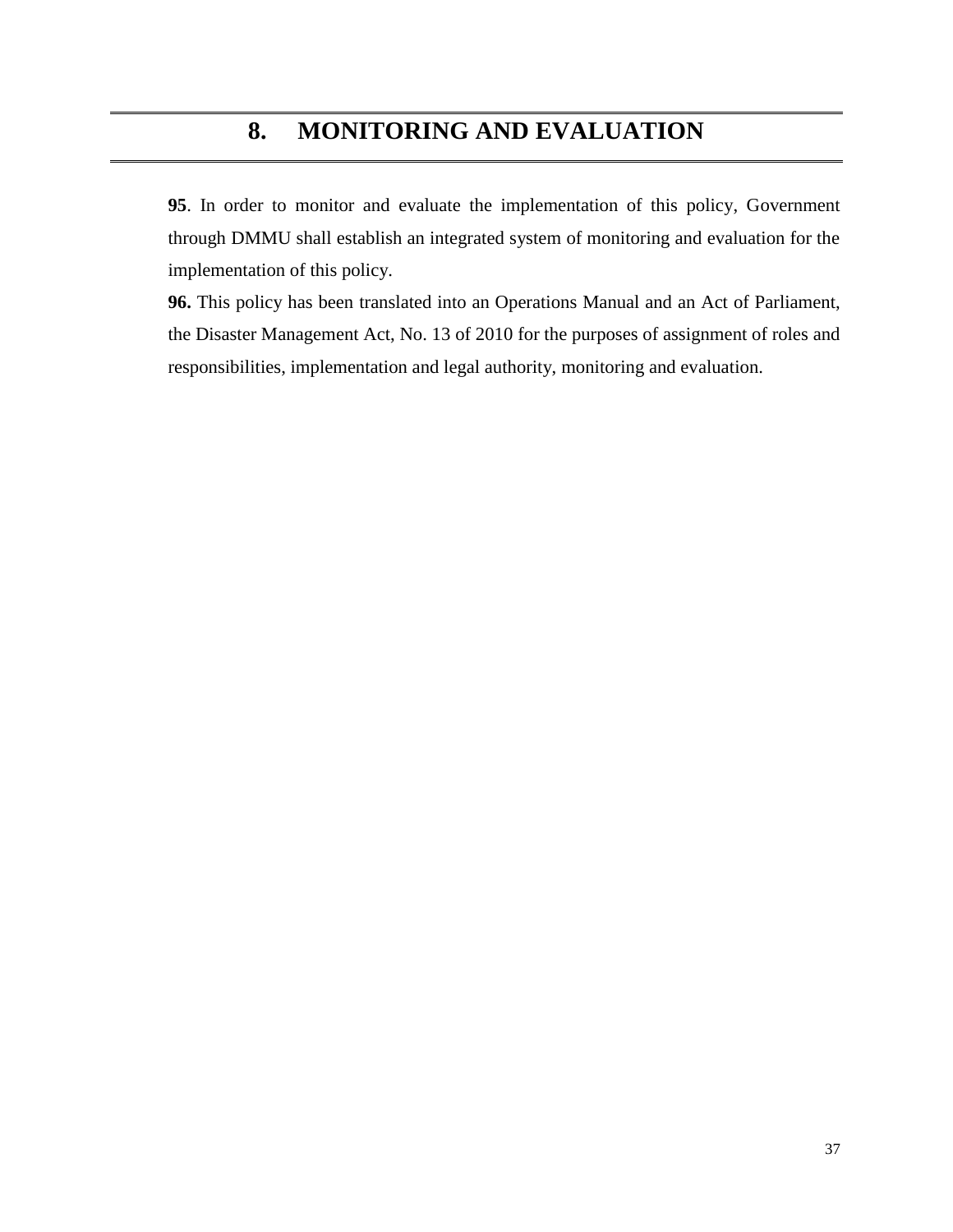# 8. MONITORING AND EVALUATION

**95**. In order to monitor and evaluate the implementation of this policy, Government through DMMU shall establish an integrated system of monitoring and evaluation for the implementation of this policy.

**96.** This policy has been translated into an Operations Manual and an Act of Parliament, the Disaster Management Act, No. 13 of 2010 for the purposes of assignment of roles and responsibilities, implementation and legal authority, monitoring and evaluation.